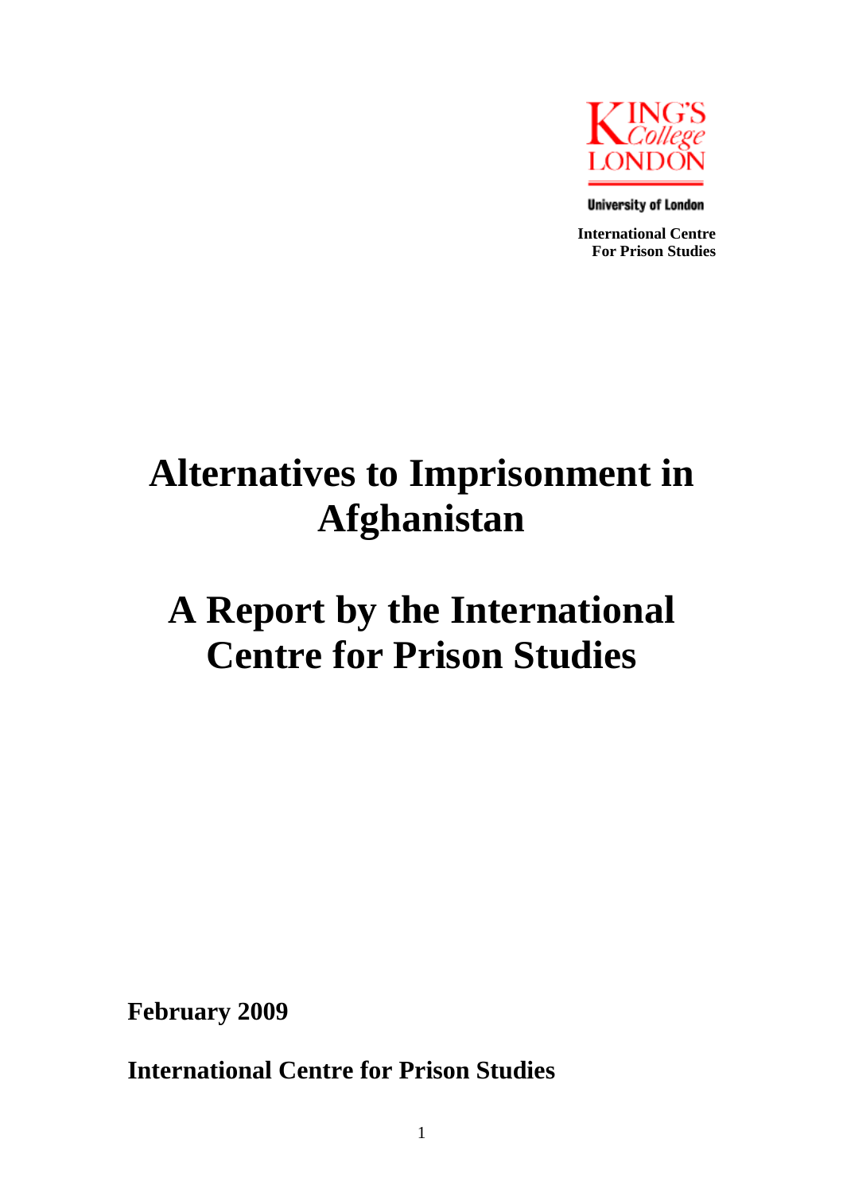King's College London

University of London

**International Centre For Prison Studies**

# Alternatives to Imprisonment in Afghanistan

# A Report by the International Centre for Prison Studies

**February 2009**

**International Centre for Prison Studies**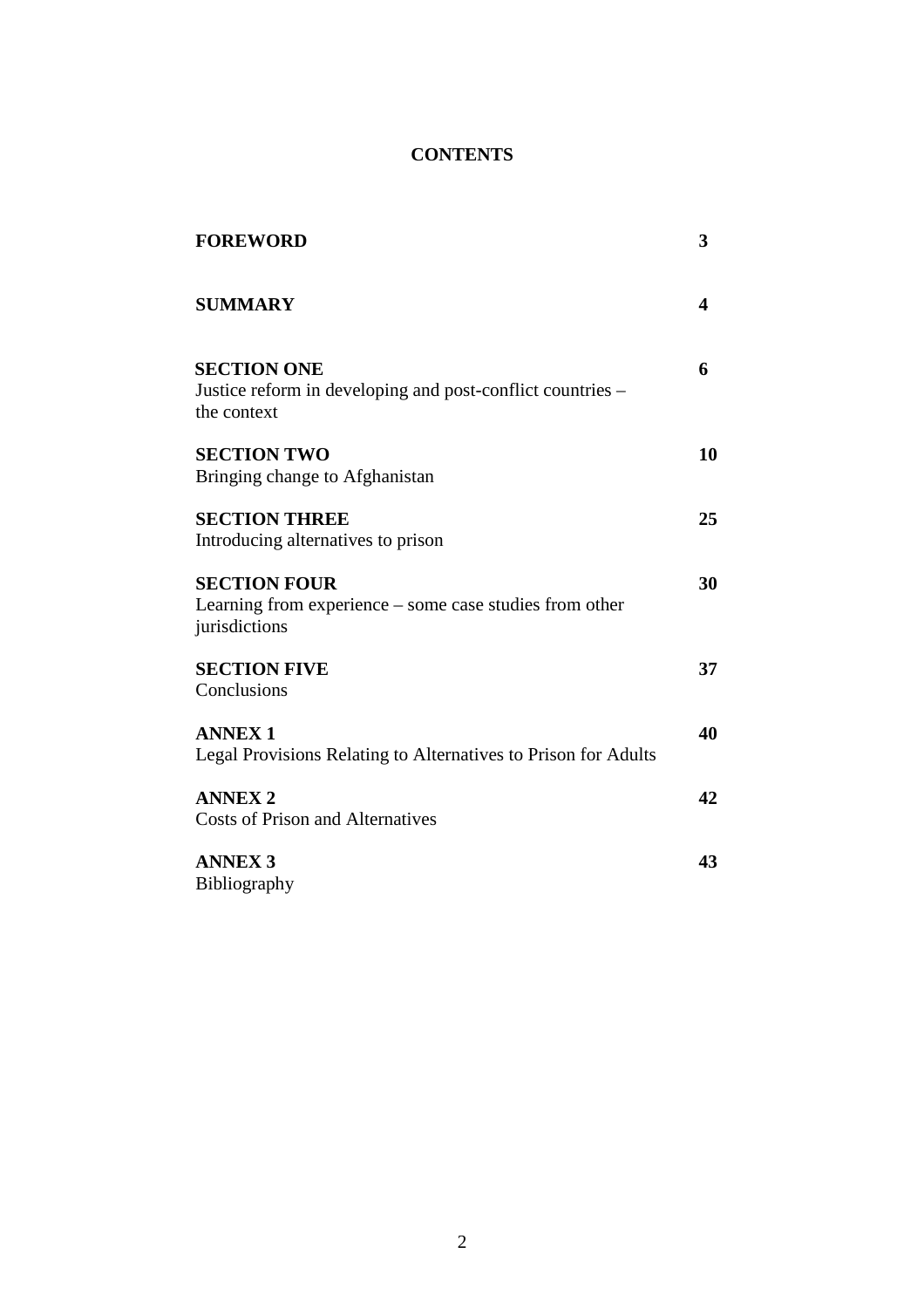# CONTENTS

| | |
|---|---|
| **FOREWORD** | **3** |
| **SUMMARY** | **4** |
| **SECTION ONE**<br>Justice reform in developing and post-conflict countries – the context | **6** |
| **SECTION TWO**<br>Bringing change to Afghanistan | **10** |
| **SECTION THREE**<br>Introducing alternatives to prison | **25** |
| **SECTION FOUR**<br>Learning from experience – some case studies from other jurisdictions | **30** |
| **SECTION FIVE**<br>Conclusions | **37** |
| **ANNEX 1**<br>Legal Provisions Relating to Alternatives to Prison for Adults | **40** |
| **ANNEX 2**<br>Costs of Prison and Alternatives | **42** |
| **ANNEX 3**<br>Bibliography | **43** |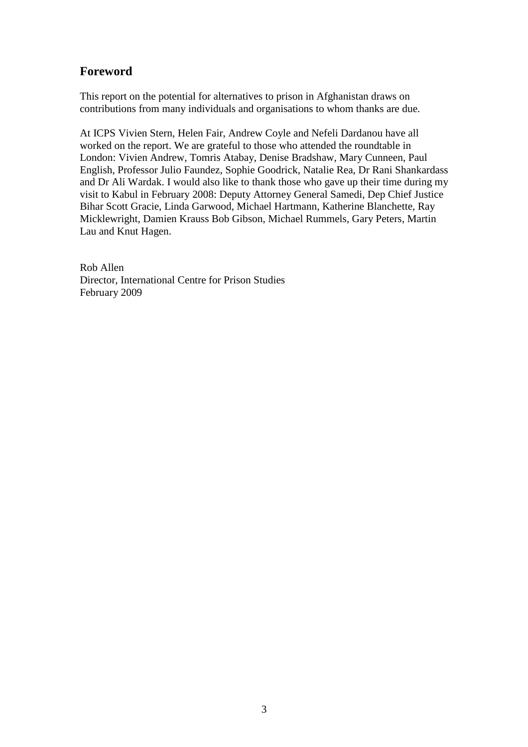## Foreword

This report on the potential for alternatives to prison in Afghanistan draws on contributions from many individuals and organisations to whom thanks are due.

At ICPS Vivien Stern, Helen Fair, Andrew Coyle and Nefeli Dardanou have all worked on the report. We are grateful to those who attended the roundtable in London: Vivien Andrew, Tomris Atabay, Denise Bradshaw, Mary Cunneen, Paul English, Professor Julio Faundez, Sophie Goodrick, Natalie Rea, Dr Rani Shankardass and Dr Ali Wardak. I would also like to thank those who gave up their time during my visit to Kabul in February 2008: Deputy Attorney General Samedi, Dep Chief Justice Bihar Scott Gracie, Linda Garwood, Michael Hartmann, Katherine Blanchette, Ray Micklewright, Damien Krauss Bob Gibson, Michael Rummels, Gary Peters, Martin Lau and Knut Hagen.

Rob Allen  
Director, International Centre for Prison Studies  
February 2009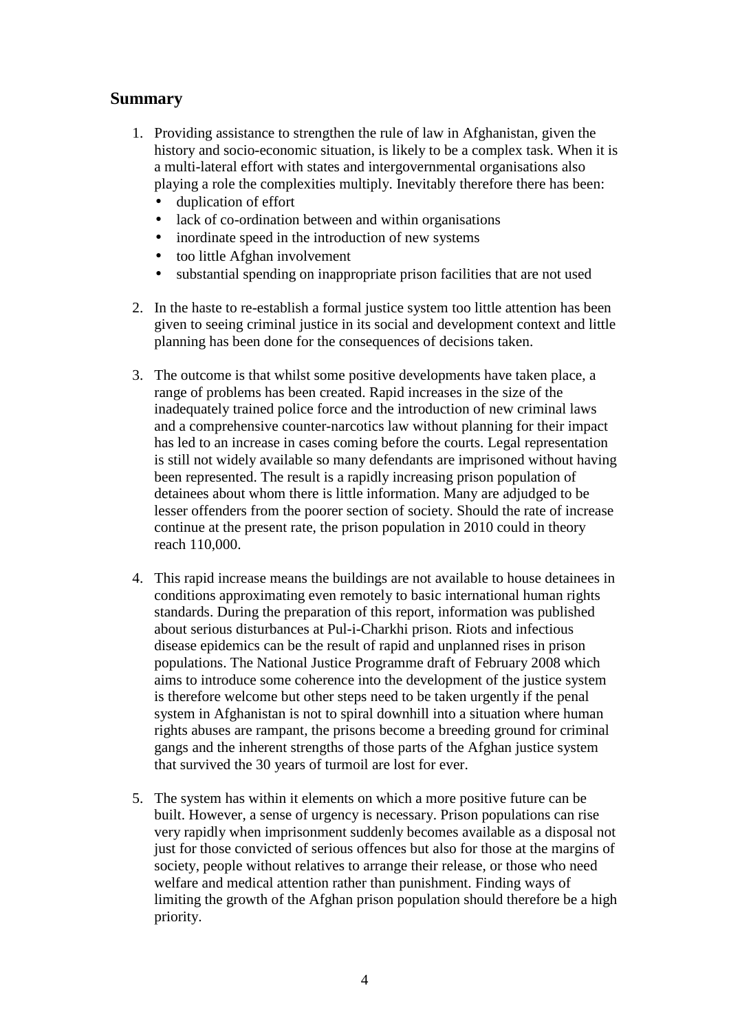## Summary

1. Providing assistance to strengthen the rule of law in Afghanistan, given the history and socio-economic situation, is likely to be a complex task. When it is a multi-lateral effort with states and intergovernmental organisations also playing a role the complexities multiply. Inevitably therefore there has been:
   - duplication of effort
   - lack of co-ordination between and within organisations
   - inordinate speed in the introduction of new systems
   - too little Afghan involvement
   - substantial spending on inappropriate prison facilities that are not used

2. In the haste to re-establish a formal justice system too little attention has been given to seeing criminal justice in its social and development context and little planning has been done for the consequences of decisions taken.

3. The outcome is that whilst some positive developments have taken place, a range of problems has been created. Rapid increases in the size of the inadequately trained police force and the introduction of new criminal laws and a comprehensive counter-narcotics law without planning for their impact has led to an increase in cases coming before the courts. Legal representation is still not widely available so many defendants are imprisoned without having been represented. The result is a rapidly increasing prison population of detainees about whom there is little information. Many are adjudged to be lesser offenders from the poorer section of society. Should the rate of increase continue at the present rate, the prison population in 2010 could in theory reach 110,000.

4. This rapid increase means the buildings are not available to house detainees in conditions approximating even remotely to basic international human rights standards. During the preparation of this report, information was published about serious disturbances at Pul-i-Charkhi prison. Riots and infectious disease epidemics can be the result of rapid and unplanned rises in prison populations. The National Justice Programme draft of February 2008 which aims to introduce some coherence into the development of the justice system is therefore welcome but other steps need to be taken urgently if the penal system in Afghanistan is not to spiral downhill into a situation where human rights abuses are rampant, the prisons become a breeding ground for criminal gangs and the inherent strengths of those parts of the Afghan justice system that survived the 30 years of turmoil are lost for ever.

5. The system has within it elements on which a more positive future can be built. However, a sense of urgency is necessary. Prison populations can rise very rapidly when imprisonment suddenly becomes available as a disposal not just for those convicted of serious offences but also for those at the margins of society, people without relatives to arrange their release, or those who need welfare and medical attention rather than punishment. Finding ways of limiting the growth of the Afghan prison population should therefore be a high priority.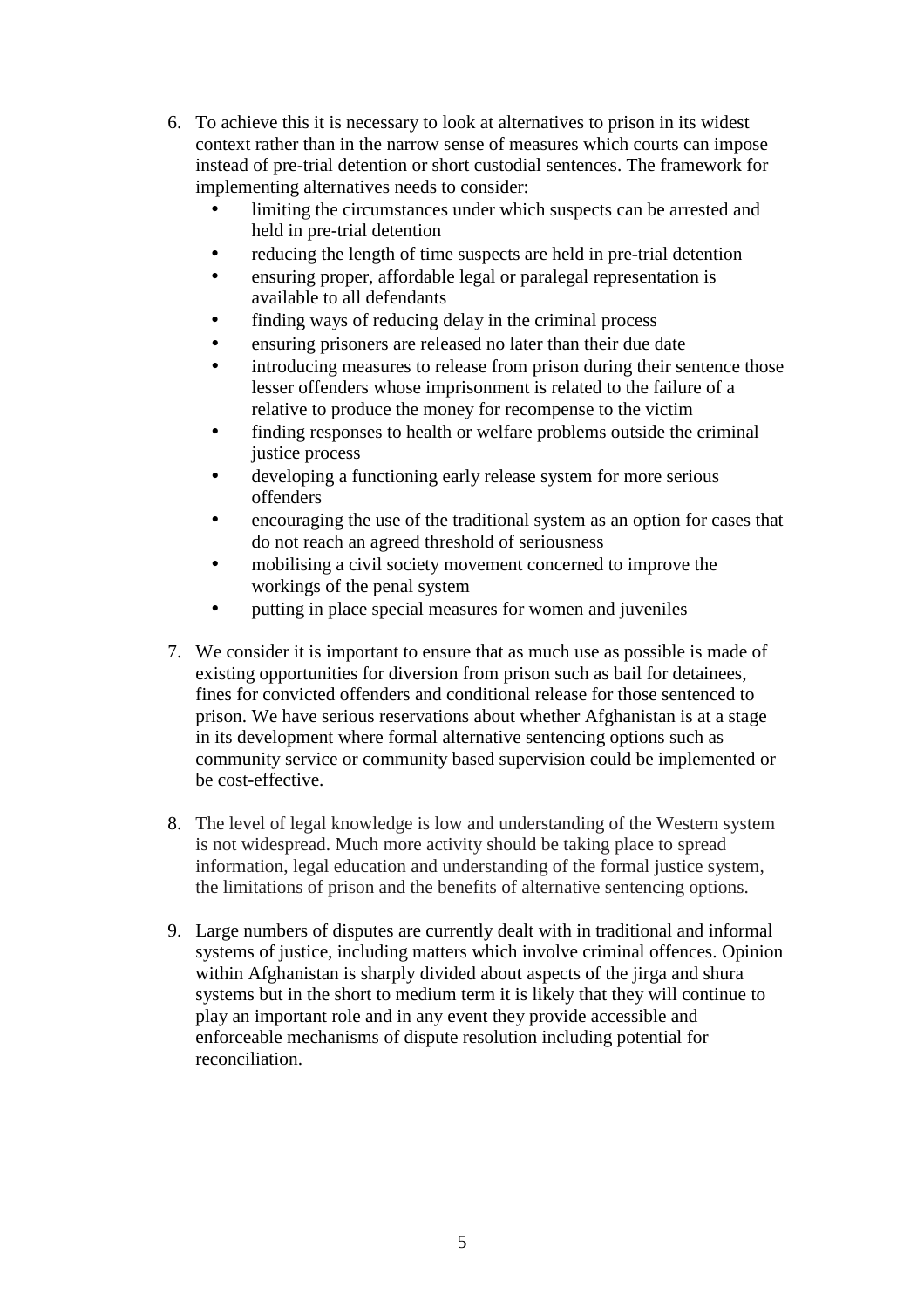6. To achieve this it is necessary to look at alternatives to prison in its widest context rather than in the narrow sense of measures which courts can impose instead of pre-trial detention or short custodial sentences. The framework for implementing alternatives needs to consider:
   - limiting the circumstances under which suspects can be arrested and held in pre-trial detention
   - reducing the length of time suspects are held in pre-trial detention
   - ensuring proper, affordable legal or paralegal representation is available to all defendants
   - finding ways of reducing delay in the criminal process
   - ensuring prisoners are released no later than their due date
   - introducing measures to release from prison during their sentence those lesser offenders whose imprisonment is related to the failure of a relative to produce the money for recompense to the victim
   - finding responses to health or welfare problems outside the criminal justice process
   - developing a functioning early release system for more serious offenders
   - encouraging the use of the traditional system as an option for cases that do not reach an agreed threshold of seriousness
   - mobilising a civil society movement concerned to improve the workings of the penal system
   - putting in place special measures for women and juveniles

7. We consider it is important to ensure that as much use as possible is made of existing opportunities for diversion from prison such as bail for detainees, fines for convicted offenders and conditional release for those sentenced to prison. We have serious reservations about whether Afghanistan is at a stage in its development where formal alternative sentencing options such as community service or community based supervision could be implemented or be cost-effective.

8. The level of legal knowledge is low and understanding of the Western system is not widespread. Much more activity should be taking place to spread information, legal education and understanding of the formal justice system, the limitations of prison and the benefits of alternative sentencing options.

9. Large numbers of disputes are currently dealt with in traditional and informal systems of justice, including matters which involve criminal offences. Opinion within Afghanistan is sharply divided about aspects of the jirga and shura systems but in the short to medium term it is likely that they will continue to play an important role and in any event they provide accessible and enforceable mechanisms of dispute resolution including potential for reconciliation.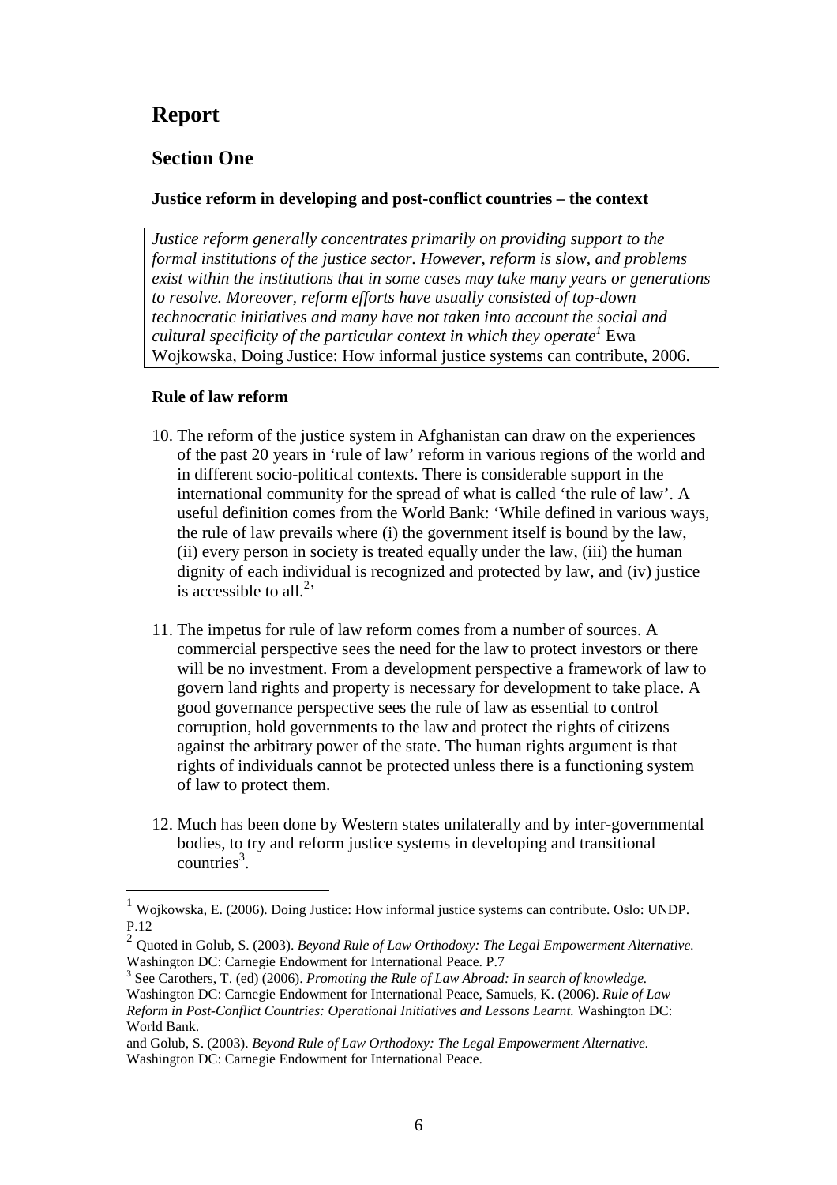# Report

## Section One

### Justice reform in developing and post-conflict countries – the context

*Justice reform generally concentrates primarily on providing support to the formal institutions of the justice sector. However, reform is slow, and problems exist within the institutions that in some cases may take many years or generations to resolve. Moreover, reform efforts have usually consisted of top-down technocratic initiatives and many have not taken into account the social and cultural specificity of the particular context in which they operate*[1] Ewa Wojkowska, Doing Justice: How informal justice systems can contribute, 2006.

### Rule of law reform

10. The reform of the justice system in Afghanistan can draw on the experiences of the past 20 years in 'rule of law' reform in various regions of the world and in different socio-political contexts. There is considerable support in the international community for the spread of what is called 'the rule of law'. A useful definition comes from the World Bank: 'While defined in various ways, the rule of law prevails where (i) the government itself is bound by the law, (ii) every person in society is treated equally under the law, (iii) the human dignity of each individual is recognized and protected by law, and (iv) justice is accessible to all.[2]'

11. The impetus for rule of law reform comes from a number of sources. A commercial perspective sees the need for the law to protect investors or there will be no investment. From a development perspective a framework of law to govern land rights and property is necessary for development to take place. A good governance perspective sees the rule of law as essential to control corruption, hold governments to the law and protect the rights of citizens against the arbitrary power of the state. The human rights argument is that rights of individuals cannot be protected unless there is a functioning system of law to protect them.

12. Much has been done by Western states unilaterally and by inter-governmental bodies, to try and reform justice systems in developing and transitional countries[3].

---

[1] Wojkowska, E. (2006). Doing Justice: How informal justice systems can contribute. Oslo: UNDP. P.12

[2] Quoted in Golub, S. (2003). *Beyond Rule of Law Orthodoxy: The Legal Empowerment Alternative.* Washington DC: Carnegie Endowment for International Peace. P.7

[3] See Carothers, T. (ed) (2006). *Promoting the Rule of Law Abroad: In search of knowledge.* Washington DC: Carnegie Endowment for International Peace, Samuels, K. (2006). *Rule of Law Reform in Post-Conflict Countries: Operational Initiatives and Lessons Learnt.* Washington DC: World Bank.

and Golub, S. (2003). *Beyond Rule of Law Orthodoxy: The Legal Empowerment Alternative.* Washington DC: Carnegie Endowment for International Peace.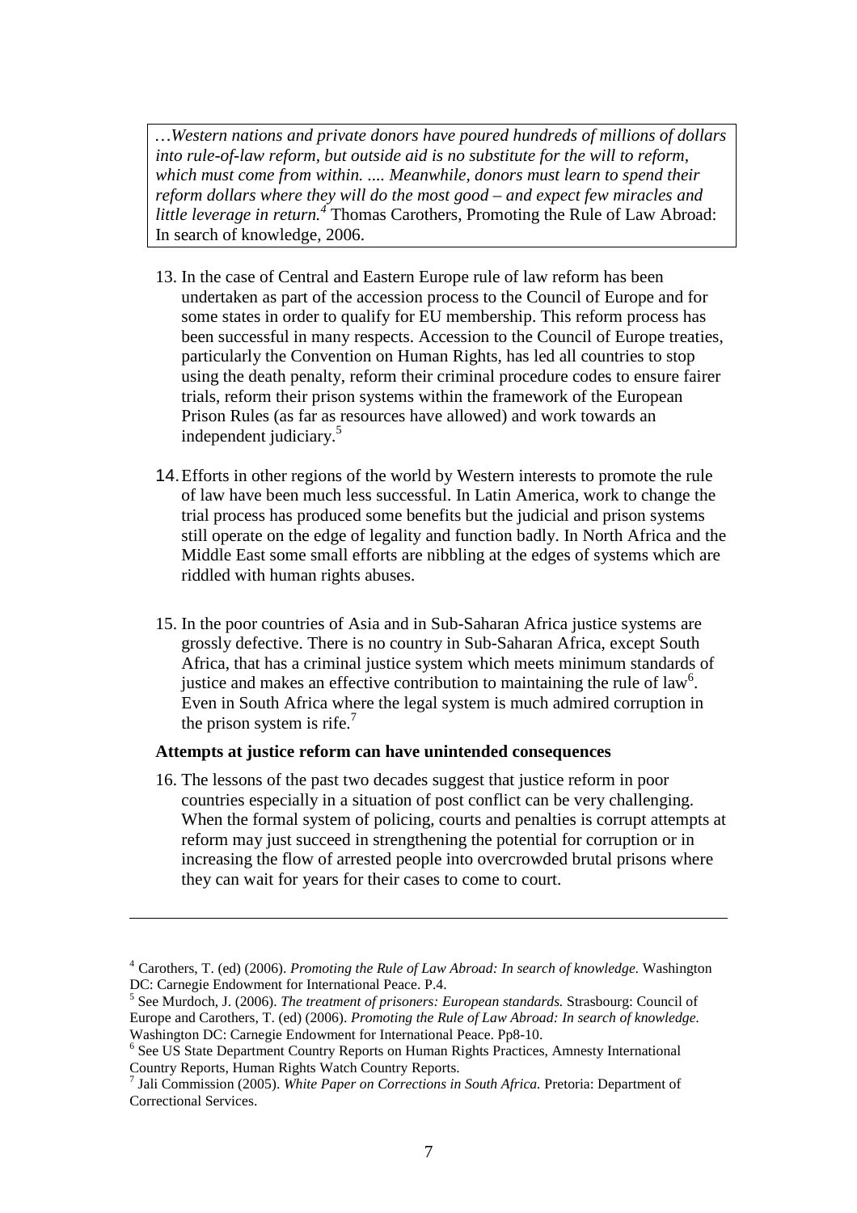> *…Western nations and private donors have poured hundreds of millions of dollars into rule-of-law reform, but outside aid is no substitute for the will to reform, which must come from within. .... Meanwhile, donors must learn to spend their reform dollars where they will do the most good – and expect few miracles and little leverage in return.*[4] Thomas Carothers, Promoting the Rule of Law Abroad: In search of knowledge, 2006.

13. In the case of Central and Eastern Europe rule of law reform has been undertaken as part of the accession process to the Council of Europe and for some states in order to qualify for EU membership. This reform process has been successful in many respects. Accession to the Council of Europe treaties, particularly the Convention on Human Rights, has led all countries to stop using the death penalty, reform their criminal procedure codes to ensure fairer trials, reform their prison systems within the framework of the European Prison Rules (as far as resources have allowed) and work towards an independent judiciary.[5]

14. Efforts in other regions of the world by Western interests to promote the rule of law have been much less successful. In Latin America, work to change the trial process has produced some benefits but the judicial and prison systems still operate on the edge of legality and function badly. In North Africa and the Middle East some small efforts are nibbling at the edges of systems which are riddled with human rights abuses.

15. In the poor countries of Asia and in Sub-Saharan Africa justice systems are grossly defective. There is no country in Sub-Saharan Africa, except South Africa, that has a criminal justice system which meets minimum standards of justice and makes an effective contribution to maintaining the rule of law[6]. Even in South Africa where the legal system is much admired corruption in the prison system is rife.[7]

**Attempts at justice reform can have unintended consequences**

16. The lessons of the past two decades suggest that justice reform in poor countries especially in a situation of post conflict can be very challenging. When the formal system of policing, courts and penalties is corrupt attempts at reform may just succeed in strengthening the potential for corruption or in increasing the flow of arrested people into overcrowded brutal prisons where they can wait for years for their cases to come to court.

---

[4] Carothers, T. (ed) (2006). *Promoting the Rule of Law Abroad: In search of knowledge.* Washington DC: Carnegie Endowment for International Peace. P.4.

[5] See Murdoch, J. (2006). *The treatment of prisoners: European standards.* Strasbourg: Council of Europe and Carothers, T. (ed) (2006). *Promoting the Rule of Law Abroad: In search of knowledge.* Washington DC: Carnegie Endowment for International Peace. Pp8-10.

[6] See US State Department Country Reports on Human Rights Practices, Amnesty International Country Reports, Human Rights Watch Country Reports.

[7] Jali Commission (2005). *White Paper on Corrections in South Africa.* Pretoria: Department of Correctional Services.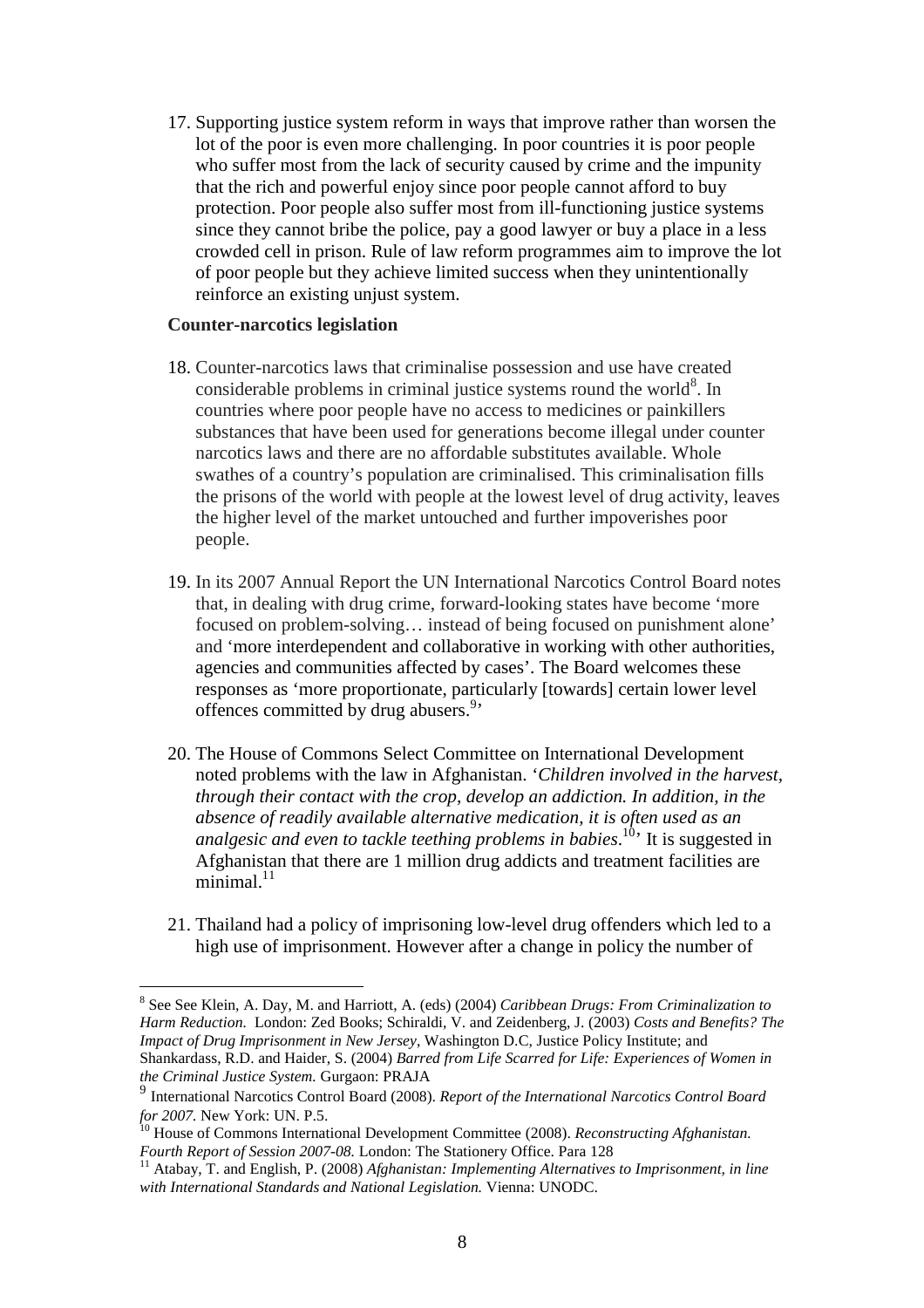17. Supporting justice system reform in ways that improve rather than worsen the lot of the poor is even more challenging. In poor countries it is poor people who suffer most from the lack of security caused by crime and the impunity that the rich and powerful enjoy since poor people cannot afford to buy protection. Poor people also suffer most from ill-functioning justice systems since they cannot bribe the police, pay a good lawyer or buy a place in a less crowded cell in prison. Rule of law reform programmes aim to improve the lot of poor people but they achieve limited success when they unintentionally reinforce an existing unjust system.

**Counter-narcotics legislation**

18. Counter-narcotics laws that criminalise possession and use have created considerable problems in criminal justice systems round the world[8]. In countries where poor people have no access to medicines or painkillers substances that have been used for generations become illegal under counter narcotics laws and there are no affordable substitutes available. Whole swathes of a country's population are criminalised. This criminalisation fills the prisons of the world with people at the lowest level of drug activity, leaves the higher level of the market untouched and further impoverishes poor people.

19. In its 2007 Annual Report the UN International Narcotics Control Board notes that, in dealing with drug crime, forward-looking states have become 'more focused on problem-solving… instead of being focused on punishment alone' and 'more interdependent and collaborative in working with other authorities, agencies and communities affected by cases'. The Board welcomes these responses as 'more proportionate, particularly [towards] certain lower level offences committed by drug abusers.[9]'

20. The House of Commons Select Committee on International Development noted problems with the law in Afghanistan. '*Children involved in the harvest, through their contact with the crop, develop an addiction. In addition, in the absence of readily available alternative medication, it is often used as an analgesic and even to tackle teething problems in babies*.[10]' It is suggested in Afghanistan that there are 1 million drug addicts and treatment facilities are minimal.[11]

21. Thailand had a policy of imprisoning low-level drug offenders which led to a high use of imprisonment. However after a change in policy the number of

---

[8] See See Klein, A. Day, M. and Harriott, A. (eds) (2004) *Caribbean Drugs: From Criminalization to Harm Reduction.* London: Zed Books; Schiraldi, V. and Zeidenberg, J. (2003) *Costs and Benefits? The Impact of Drug Imprisonment in New Jersey*, Washington D.C, Justice Policy Institute; and Shankardass, R.D. and Haider, S. (2004) *Barred from Life Scarred for Life: Experiences of Women in the Criminal Justice System.* Gurgaon: PRAJA

[9] International Narcotics Control Board (2008). *Report of the International Narcotics Control Board for 2007.* New York: UN. P.5.

[10] House of Commons International Development Committee (2008). *Reconstructing Afghanistan. Fourth Report of Session 2007-08.* London: The Stationery Office. Para 128

[11] Atabay, T. and English, P. (2008) *Afghanistan: Implementing Alternatives to Imprisonment, in line with International Standards and National Legislation.* Vienna: UNODC.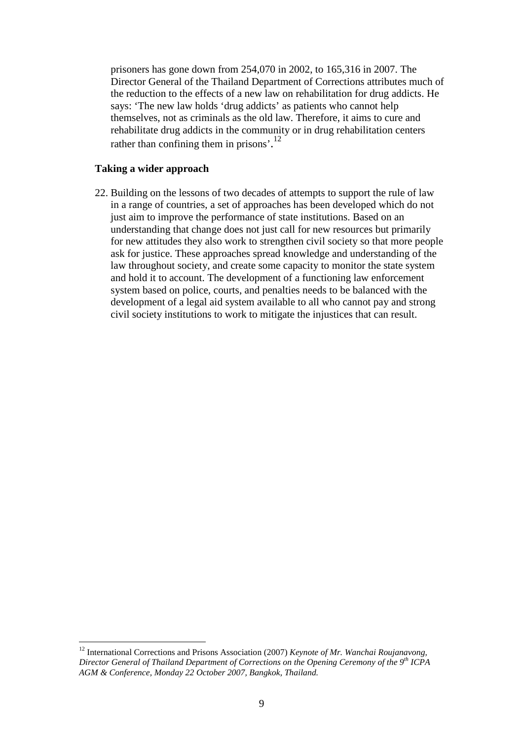prisoners has gone down from 254,070 in 2002, to 165,316 in 2007. The Director General of the Thailand Department of Corrections attributes much of the reduction to the effects of a new law on rehabilitation for drug addicts. He says: 'The new law holds 'drug addicts' as patients who cannot help themselves, not as criminals as the old law. Therefore, it aims to cure and rehabilitate drug addicts in the community or in drug rehabilitation centers rather than confining them in prisons'.[12]

**Taking a wider approach**

22. Building on the lessons of two decades of attempts to support the rule of law in a range of countries, a set of approaches has been developed which do not just aim to improve the performance of state institutions. Based on an understanding that change does not just call for new resources but primarily for new attitudes they also work to strengthen civil society so that more people ask for justice. These approaches spread knowledge and understanding of the law throughout society, and create some capacity to monitor the state system and hold it to account. The development of a functioning law enforcement system based on police, courts, and penalties needs to be balanced with the development of a legal aid system available to all who cannot pay and strong civil society institutions to work to mitigate the injustices that can result.

---

[12] International Corrections and Prisons Association (2007) *Keynote of Mr. Wanchai Roujanavong, Director General of Thailand Department of Corrections on the Opening Ceremony of the 9th ICPA AGM & Conference, Monday 22 October 2007, Bangkok, Thailand.*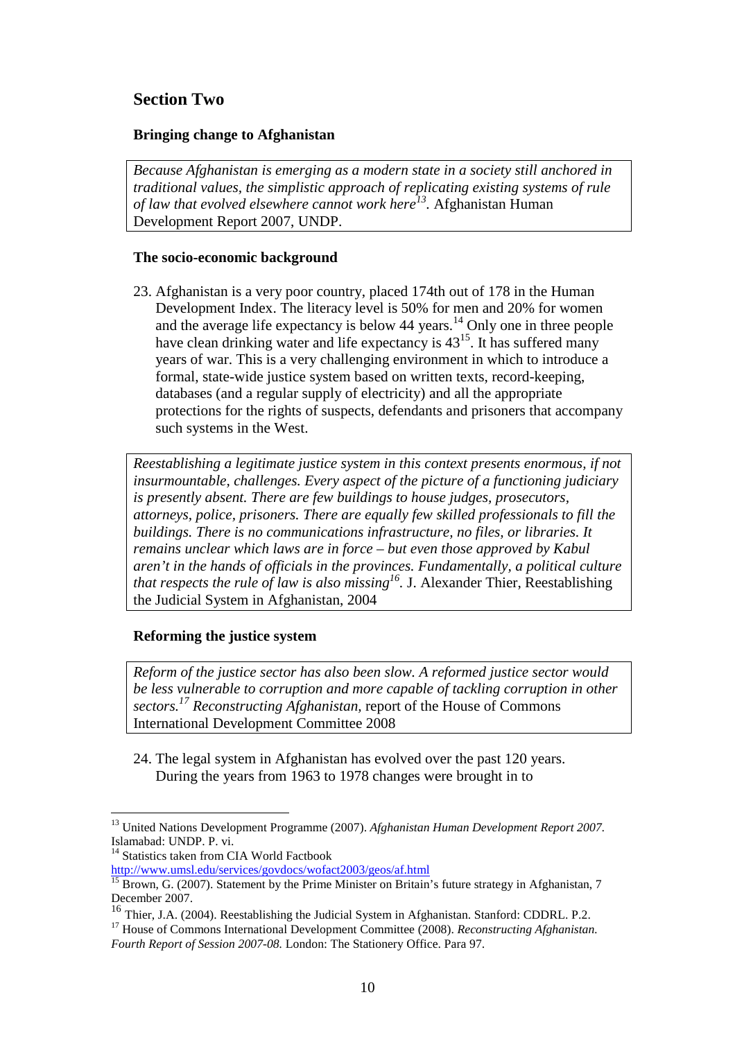## Section Two

### Bringing change to Afghanistan

> *Because Afghanistan is emerging as a modern state in a society still anchored in traditional values, the simplistic approach of replicating existing systems of rule of law that evolved elsewhere cannot work here*[13]*.* Afghanistan Human Development Report 2007, UNDP.

### The socio-economic background

23. Afghanistan is a very poor country, placed 174th out of 178 in the Human Development Index. The literacy level is 50% for men and 20% for women and the average life expectancy is below 44 years.[14] Only one in three people have clean drinking water and life expectancy is 43[15]. It has suffered many years of war. This is a very challenging environment in which to introduce a formal, state-wide justice system based on written texts, record-keeping, databases (and a regular supply of electricity) and all the appropriate protections for the rights of suspects, defendants and prisoners that accompany such systems in the West.

> *Reestablishing a legitimate justice system in this context presents enormous, if not insurmountable, challenges. Every aspect of the picture of a functioning judiciary is presently absent. There are few buildings to house judges, prosecutors, attorneys, police, prisoners. There are equally few skilled professionals to fill the buildings. There is no communications infrastructure, no files, or libraries. It remains unclear which laws are in force – but even those approved by Kabul aren't in the hands of officials in the provinces. Fundamentally, a political culture that respects the rule of law is also missing*[16]*.* J. Alexander Thier, Reestablishing the Judicial System in Afghanistan, 2004

### Reforming the justice system

> *Reform of the justice sector has also been slow. A reformed justice sector would be less vulnerable to corruption and more capable of tackling corruption in other sectors.*[17] *Reconstructing Afghanistan*, report of the House of Commons International Development Committee 2008

24. The legal system in Afghanistan has evolved over the past 120 years. During the years from 1963 to 1978 changes were brought in to

---

[13] United Nations Development Programme (2007). *Afghanistan Human Development Report 2007.* Islamabad: UNDP. P. vi.

[14] Statistics taken from CIA World Factbook http://www.umsl.edu/services/govdocs/wofact2003/geos/af.html

[15] Brown, G. (2007). Statement by the Prime Minister on Britain's future strategy in Afghanistan, 7 December 2007.

[16] Thier, J.A. (2004). Reestablishing the Judicial System in Afghanistan. Stanford: CDDRL. P.2.

[17] House of Commons International Development Committee (2008). *Reconstructing Afghanistan. Fourth Report of Session 2007-08.* London: The Stationery Office. Para 97.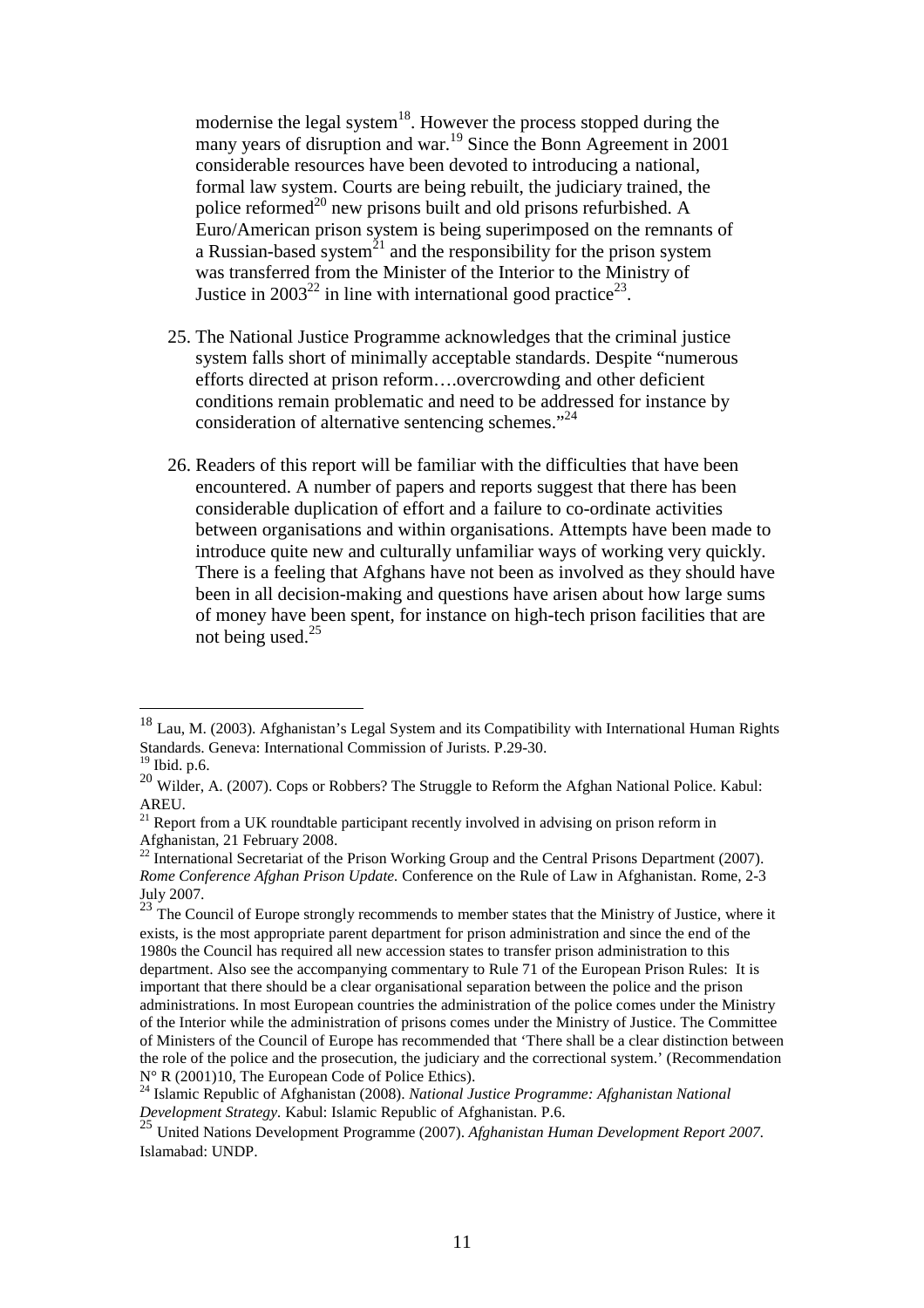modernise the legal system[18]. However the process stopped during the many years of disruption and war.[19] Since the Bonn Agreement in 2001 considerable resources have been devoted to introducing a national, formal law system. Courts are being rebuilt, the judiciary trained, the police reformed[20] new prisons built and old prisons refurbished. A Euro/American prison system is being superimposed on the remnants of a Russian-based system[21] and the responsibility for the prison system was transferred from the Minister of the Interior to the Ministry of Justice in 2003[22] in line with international good practice[23].

25. The National Justice Programme acknowledges that the criminal justice system falls short of minimally acceptable standards. Despite "numerous efforts directed at prison reform….overcrowding and other deficient conditions remain problematic and need to be addressed for instance by consideration of alternative sentencing schemes."[24]

26. Readers of this report will be familiar with the difficulties that have been encountered. A number of papers and reports suggest that there has been considerable duplication of effort and a failure to co-ordinate activities between organisations and within organisations. Attempts have been made to introduce quite new and culturally unfamiliar ways of working very quickly. There is a feeling that Afghans have not been as involved as they should have been in all decision-making and questions have arisen about how large sums of money have been spent, for instance on high-tech prison facilities that are not being used.[25]

---

[18] Lau, M. (2003). Afghanistan's Legal System and its Compatibility with International Human Rights Standards. Geneva: International Commission of Jurists. P.29-30.

[19] Ibid. p.6.

[20] Wilder, A. (2007). Cops or Robbers? The Struggle to Reform the Afghan National Police. Kabul: AREU.

[21] Report from a UK roundtable participant recently involved in advising on prison reform in Afghanistan, 21 February 2008.

[22] International Secretariat of the Prison Working Group and the Central Prisons Department (2007). *Rome Conference Afghan Prison Update.* Conference on the Rule of Law in Afghanistan. Rome, 2-3 July 2007.

[23] The Council of Europe strongly recommends to member states that the Ministry of Justice, where it exists, is the most appropriate parent department for prison administration and since the end of the 1980s the Council has required all new accession states to transfer prison administration to this department. Also see the accompanying commentary to Rule 71 of the European Prison Rules: It is important that there should be a clear organisational separation between the police and the prison administrations. In most European countries the administration of the police comes under the Ministry of the Interior while the administration of prisons comes under the Ministry of Justice. The Committee of Ministers of the Council of Europe has recommended that 'There shall be a clear distinction between the role of the police and the prosecution, the judiciary and the correctional system.' (Recommendation N° R (2001)10, The European Code of Police Ethics).

[24] Islamic Republic of Afghanistan (2008). *National Justice Programme: Afghanistan National Development Strategy.* Kabul: Islamic Republic of Afghanistan. P.6.

[25] United Nations Development Programme (2007). *Afghanistan Human Development Report 2007.* Islamabad: UNDP.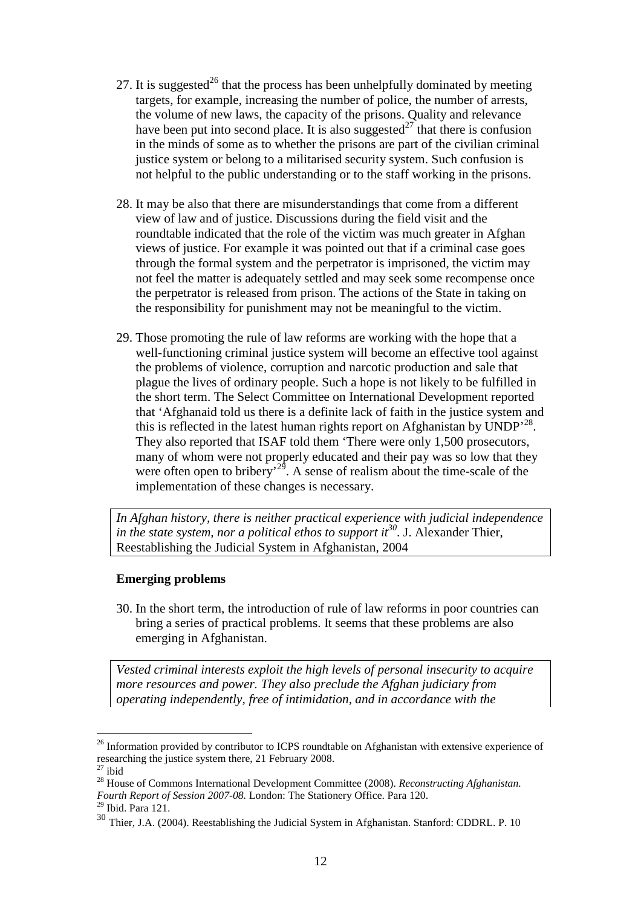27. It is suggested[26] that the process has been unhelpfully dominated by meeting targets, for example, increasing the number of police, the number of arrests, the volume of new laws, the capacity of the prisons. Quality and relevance have been put into second place. It is also suggested[27] that there is confusion in the minds of some as to whether the prisons are part of the civilian criminal justice system or belong to a militarised security system. Such confusion is not helpful to the public understanding or to the staff working in the prisons.

28. It may be also that there are misunderstandings that come from a different view of law and of justice. Discussions during the field visit and the roundtable indicated that the role of the victim was much greater in Afghan views of justice. For example it was pointed out that if a criminal case goes through the formal system and the perpetrator is imprisoned, the victim may not feel the matter is adequately settled and may seek some recompense once the perpetrator is released from prison. The actions of the State in taking on the responsibility for punishment may not be meaningful to the victim.

29. Those promoting the rule of law reforms are working with the hope that a well-functioning criminal justice system will become an effective tool against the problems of violence, corruption and narcotic production and sale that plague the lives of ordinary people. Such a hope is not likely to be fulfilled in the short term. The Select Committee on International Development reported that 'Afghanaid told us there is a definite lack of faith in the justice system and this is reflected in the latest human rights report on Afghanistan by UNDP'[28]. They also reported that ISAF told them 'There were only 1,500 prosecutors, many of whom were not properly educated and their pay was so low that they were often open to bribery'[29]. A sense of realism about the time-scale of the implementation of these changes is necessary.

> *In Afghan history, there is neither practical experience with judicial independence in the state system, nor a political ethos to support it*[30]. J. Alexander Thier, Reestablishing the Judicial System in Afghanistan, 2004

### Emerging problems

30. In the short term, the introduction of rule of law reforms in poor countries can bring a series of practical problems. It seems that these problems are also emerging in Afghanistan.

> *Vested criminal interests exploit the high levels of personal insecurity to acquire more resources and power. They also preclude the Afghan judiciary from operating independently, free of intimidation, and in accordance with the*

---

[26] Information provided by contributor to ICPS roundtable on Afghanistan with extensive experience of researching the justice system there, 21 February 2008.

[27] ibid

[28] House of Commons International Development Committee (2008). *Reconstructing Afghanistan. Fourth Report of Session 2007-08.* London: The Stationery Office. Para 120.

[29] Ibid. Para 121.

[30] Thier, J.A. (2004). Reestablishing the Judicial System in Afghanistan. Stanford: CDDRL. P. 10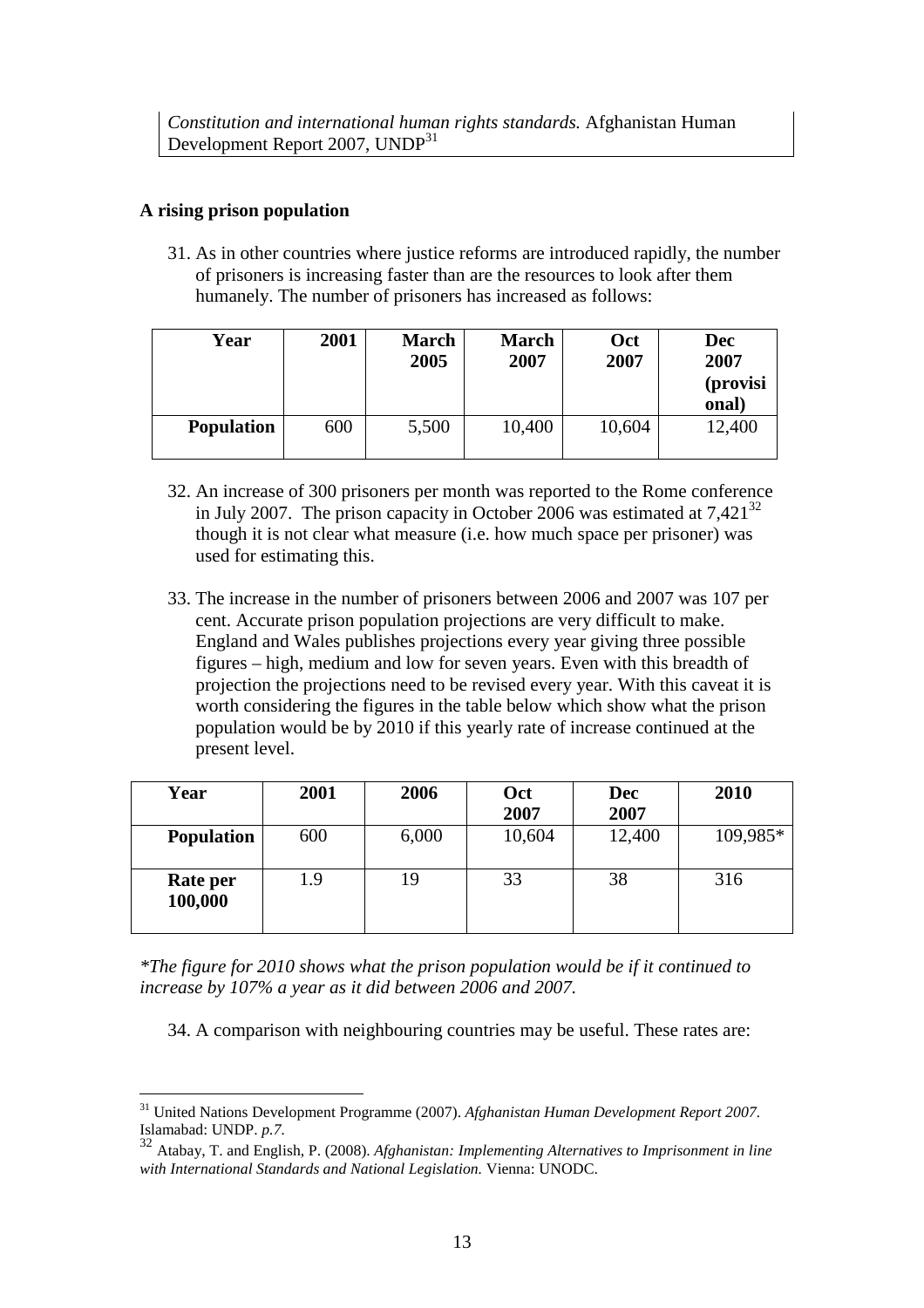*Constitution and international human rights standards.* Afghanistan Human Development Report 2007, UNDP[31]

**A rising prison population**

31. As in other countries where justice reforms are introduced rapidly, the number of prisoners is increasing faster than are the resources to look after them humanely. The number of prisoners has increased as follows:

| Year | 2001 | March 2005 | March 2007 | Oct 2007 | Dec 2007 (provisional) |
|---|---|---|---|---|---|
| **Population** | 600 | 5,500 | 10,400 | 10,604 | 12,400 |

32. An increase of 300 prisoners per month was reported to the Rome conference in July 2007. The prison capacity in October 2006 was estimated at 7,421[32] though it is not clear what measure (i.e. how much space per prisoner) was used for estimating this.

33. The increase in the number of prisoners between 2006 and 2007 was 107 per cent. Accurate prison population projections are very difficult to make. England and Wales publishes projections every year giving three possible figures – high, medium and low for seven years. Even with this breadth of projection the projections need to be revised every year. With this caveat it is worth considering the figures in the table below which show what the prison population would be by 2010 if this yearly rate of increase continued at the present level.

| Year | 2001 | 2006 | Oct 2007 | Dec 2007 | 2010 |
|---|---|---|---|---|---|
| **Population** | 600 | 6,000 | 10,604 | 12,400 | 109,985* |
| **Rate per 100,000** | 1.9 | 19 | 33 | 38 | 316 |

*\*The figure for 2010 shows what the prison population would be if it continued to increase by 107% a year as it did between 2006 and 2007.*

34. A comparison with neighbouring countries may be useful. These rates are:

[31] United Nations Development Programme (2007). *Afghanistan Human Development Report 2007.* Islamabad: UNDP. *p.7.*

[32] Atabay, T. and English, P. (2008). *Afghanistan: Implementing Alternatives to Imprisonment in line with International Standards and National Legislation.* Vienna: UNODC.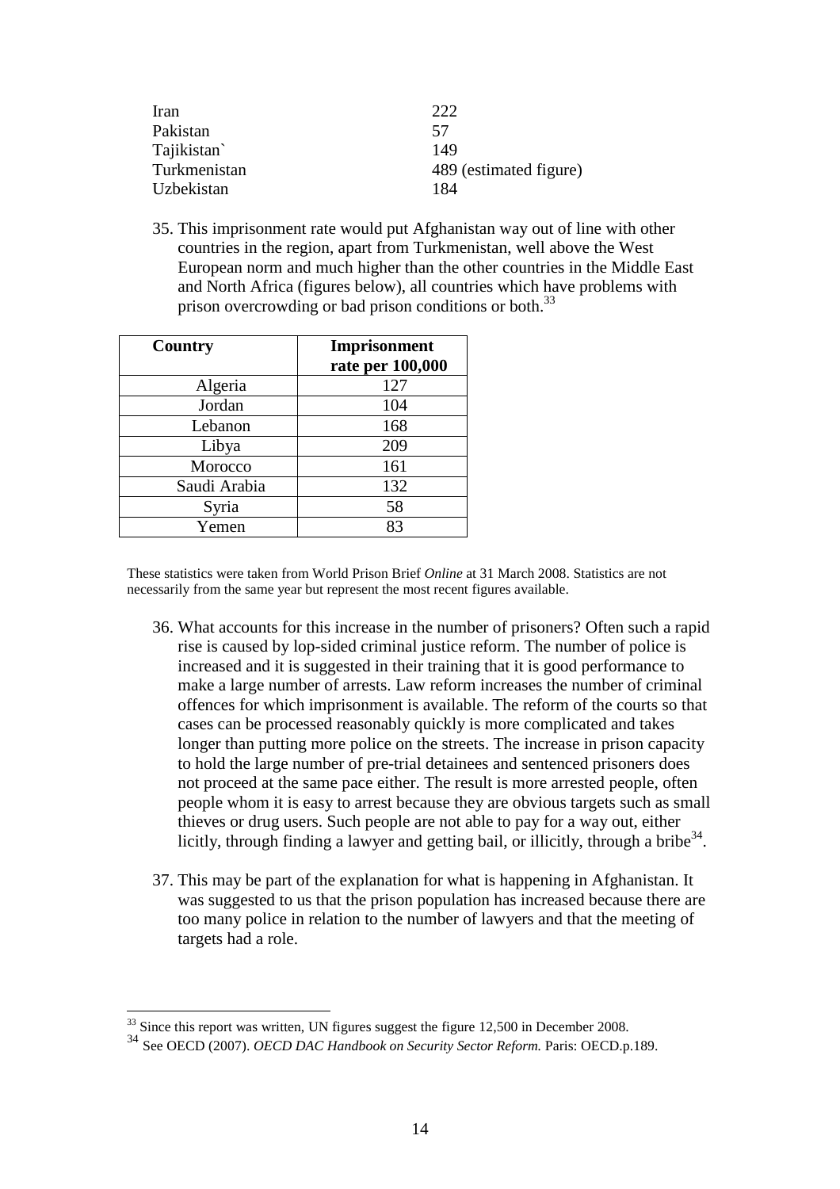| | |
|---|---|
| Iran | 222 |
| Pakistan | 57 |
| Tajikistan` | 149 |
| Turkmenistan | 489 (estimated figure) |
| Uzbekistan | 184 |

35. This imprisonment rate would put Afghanistan way out of line with other countries in the region, apart from Turkmenistan, well above the West European norm and much higher than the other countries in the Middle East and North Africa (figures below), all countries which have problems with prison overcrowding or bad prison conditions or both.[33]

| Country | Imprisonment rate per 100,000 |
|---|---|
| Algeria | 127 |
| Jordan | 104 |
| Lebanon | 168 |
| Libya | 209 |
| Morocco | 161 |
| Saudi Arabia | 132 |
| Syria | 58 |
| Yemen | 83 |

These statistics were taken from World Prison Brief *Online* at 31 March 2008. Statistics are not necessarily from the same year but represent the most recent figures available.

36. What accounts for this increase in the number of prisoners? Often such a rapid rise is caused by lop-sided criminal justice reform. The number of police is increased and it is suggested in their training that it is good performance to make a large number of arrests. Law reform increases the number of criminal offences for which imprisonment is available. The reform of the courts so that cases can be processed reasonably quickly is more complicated and takes longer than putting more police on the streets. The increase in prison capacity to hold the large number of pre-trial detainees and sentenced prisoners does not proceed at the same pace either. The result is more arrested people, often people whom it is easy to arrest because they are obvious targets such as small thieves or drug users. Such people are not able to pay for a way out, either licitly, through finding a lawyer and getting bail, or illicitly, through a bribe[34].

37. This may be part of the explanation for what is happening in Afghanistan. It was suggested to us that the prison population has increased because there are too many police in relation to the number of lawyers and that the meeting of targets had a role.

[33] Since this report was written, UN figures suggest the figure 12,500 in December 2008.

[34] See OECD (2007). *OECD DAC Handbook on Security Sector Reform.* Paris: OECD.p.189.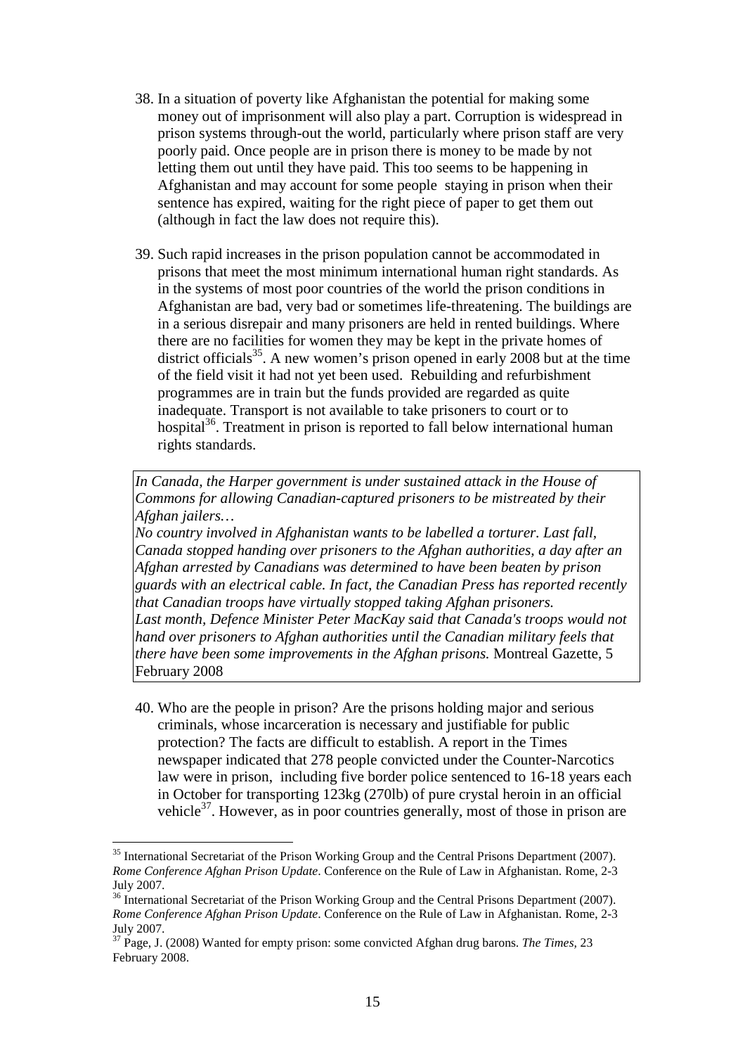38. In a situation of poverty like Afghanistan the potential for making some money out of imprisonment will also play a part. Corruption is widespread in prison systems through-out the world, particularly where prison staff are very poorly paid. Once people are in prison there is money to be made by not letting them out until they have paid. This too seems to be happening in Afghanistan and may account for some people staying in prison when their sentence has expired, waiting for the right piece of paper to get them out (although in fact the law does not require this).

39. Such rapid increases in the prison population cannot be accommodated in prisons that meet the most minimum international human right standards. As in the systems of most poor countries of the world the prison conditions in Afghanistan are bad, very bad or sometimes life-threatening. The buildings are in a serious disrepair and many prisoners are held in rented buildings. Where there are no facilities for women they may be kept in the private homes of district officials[35]. A new women's prison opened in early 2008 but at the time of the field visit it had not yet been used. Rebuilding and refurbishment programmes are in train but the funds provided are regarded as quite inadequate. Transport is not available to take prisoners to court or to hospital[36]. Treatment in prison is reported to fall below international human rights standards.

> *In Canada, the Harper government is under sustained attack in the House of Commons for allowing Canadian-captured prisoners to be mistreated by their Afghan jailers…*
> *No country involved in Afghanistan wants to be labelled a torturer. Last fall, Canada stopped handing over prisoners to the Afghan authorities, a day after an Afghan arrested by Canadians was determined to have been beaten by prison guards with an electrical cable. In fact, the Canadian Press has reported recently that Canadian troops have virtually stopped taking Afghan prisoners.*
> *Last month, Defence Minister Peter MacKay said that Canada's troops would not hand over prisoners to Afghan authorities until the Canadian military feels that there have been some improvements in the Afghan prisons.* Montreal Gazette, 5 February 2008

40. Who are the people in prison? Are the prisons holding major and serious criminals, whose incarceration is necessary and justifiable for public protection? The facts are difficult to establish. A report in the Times newspaper indicated that 278 people convicted under the Counter-Narcotics law were in prison, including five border police sentenced to 16-18 years each in October for transporting 123kg (270lb) of pure crystal heroin in an official vehicle[37]. However, as in poor countries generally, most of those in prison are

---

[35] International Secretariat of the Prison Working Group and the Central Prisons Department (2007). *Rome Conference Afghan Prison Update*. Conference on the Rule of Law in Afghanistan. Rome, 2-3 July 2007.

[36] International Secretariat of the Prison Working Group and the Central Prisons Department (2007). *Rome Conference Afghan Prison Update*. Conference on the Rule of Law in Afghanistan. Rome, 2-3 July 2007.

[37] Page, J. (2008) Wanted for empty prison: some convicted Afghan drug barons. *The Times*, 23 February 2008.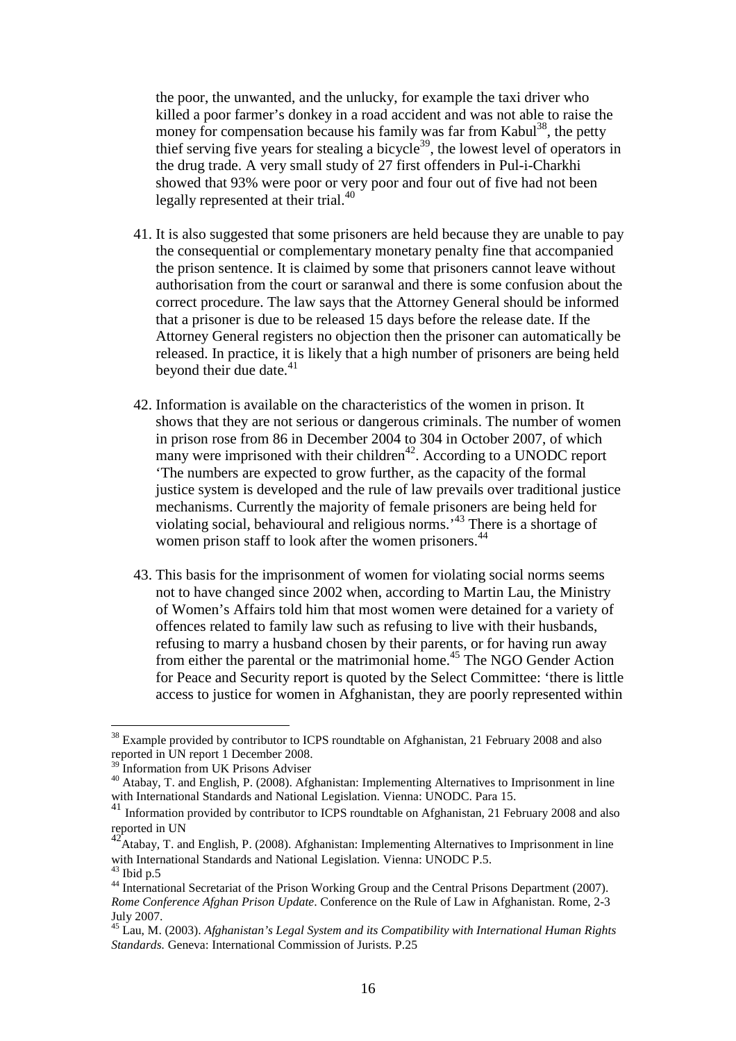the poor, the unwanted, and the unlucky, for example the taxi driver who killed a poor farmer's donkey in a road accident and was not able to raise the money for compensation because his family was far from Kabul[38], the petty thief serving five years for stealing a bicycle[39], the lowest level of operators in the drug trade. A very small study of 27 first offenders in Pul-i-Charkhi showed that 93% were poor or very poor and four out of five had not been legally represented at their trial.[40]

41. It is also suggested that some prisoners are held because they are unable to pay the consequential or complementary monetary penalty fine that accompanied the prison sentence. It is claimed by some that prisoners cannot leave without authorisation from the court or saranwal and there is some confusion about the correct procedure. The law says that the Attorney General should be informed that a prisoner is due to be released 15 days before the release date. If the Attorney General registers no objection then the prisoner can automatically be released. In practice, it is likely that a high number of prisoners are being held beyond their due date.[41]

42. Information is available on the characteristics of the women in prison. It shows that they are not serious or dangerous criminals. The number of women in prison rose from 86 in December 2004 to 304 in October 2007, of which many were imprisoned with their children[42]. According to a UNODC report 'The numbers are expected to grow further, as the capacity of the formal justice system is developed and the rule of law prevails over traditional justice mechanisms. Currently the majority of female prisoners are being held for violating social, behavioural and religious norms.'[43] There is a shortage of women prison staff to look after the women prisoners.[44]

43. This basis for the imprisonment of women for violating social norms seems not to have changed since 2002 when, according to Martin Lau, the Ministry of Women's Affairs told him that most women were detained for a variety of offences related to family law such as refusing to live with their husbands, refusing to marry a husband chosen by their parents, or for having run away from either the parental or the matrimonial home.[45] The NGO Gender Action for Peace and Security report is quoted by the Select Committee: 'there is little access to justice for women in Afghanistan, they are poorly represented within

---

[38] Example provided by contributor to ICPS roundtable on Afghanistan, 21 February 2008 and also reported in UN report 1 December 2008.

[39] Information from UK Prisons Adviser

[40] Atabay, T. and English, P. (2008). Afghanistan: Implementing Alternatives to Imprisonment in line with International Standards and National Legislation. Vienna: UNODC. Para 15.

[41] Information provided by contributor to ICPS roundtable on Afghanistan, 21 February 2008 and also reported in UN

[42] Atabay, T. and English, P. (2008). Afghanistan: Implementing Alternatives to Imprisonment in line with International Standards and National Legislation. Vienna: UNODC P.5.

[43] Ibid p.5

[44] International Secretariat of the Prison Working Group and the Central Prisons Department (2007). *Rome Conference Afghan Prison Update*. Conference on the Rule of Law in Afghanistan. Rome, 2-3 July 2007.

[45] Lau, M. (2003). *Afghanistan's Legal System and its Compatibility with International Human Rights Standards.* Geneva: International Commission of Jurists. P.25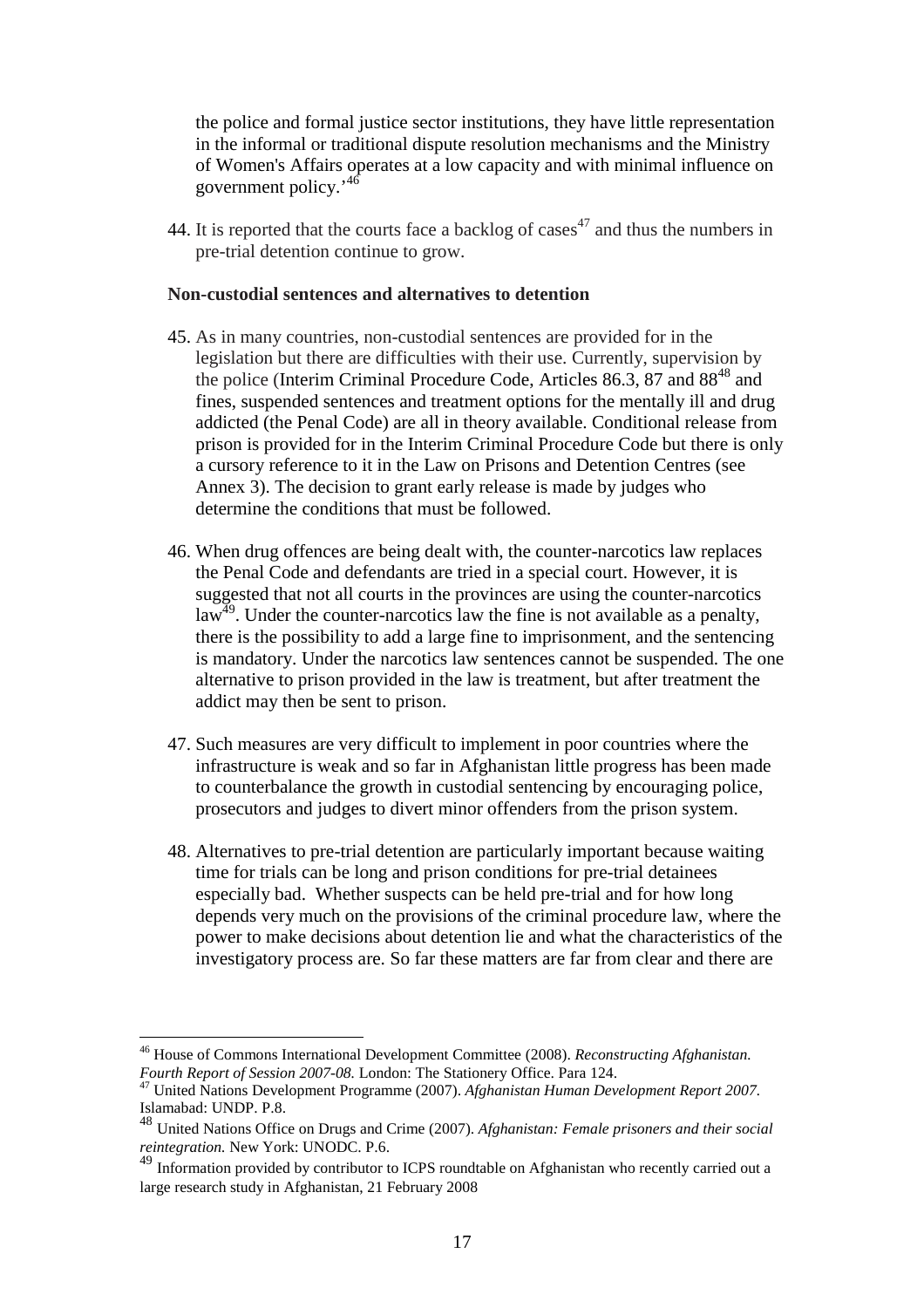the police and formal justice sector institutions, they have little representation in the informal or traditional dispute resolution mechanisms and the Ministry of Women's Affairs operates at a low capacity and with minimal influence on government policy.'[46]

44. It is reported that the courts face a backlog of cases[47] and thus the numbers in pre-trial detention continue to grow.

**Non-custodial sentences and alternatives to detention**

45. As in many countries, non-custodial sentences are provided for in the legislation but there are difficulties with their use. Currently, supervision by the police (Interim Criminal Procedure Code, Articles 86.3, 87 and 88[48] and fines, suspended sentences and treatment options for the mentally ill and drug addicted (the Penal Code) are all in theory available. Conditional release from prison is provided for in the Interim Criminal Procedure Code but there is only a cursory reference to it in the Law on Prisons and Detention Centres (see Annex 3). The decision to grant early release is made by judges who determine the conditions that must be followed.

46. When drug offences are being dealt with, the counter-narcotics law replaces the Penal Code and defendants are tried in a special court. However, it is suggested that not all courts in the provinces are using the counter-narcotics law[49]. Under the counter-narcotics law the fine is not available as a penalty, there is the possibility to add a large fine to imprisonment, and the sentencing is mandatory. Under the narcotics law sentences cannot be suspended. The one alternative to prison provided in the law is treatment, but after treatment the addict may then be sent to prison.

47. Such measures are very difficult to implement in poor countries where the infrastructure is weak and so far in Afghanistan little progress has been made to counterbalance the growth in custodial sentencing by encouraging police, prosecutors and judges to divert minor offenders from the prison system.

48. Alternatives to pre-trial detention are particularly important because waiting time for trials can be long and prison conditions for pre-trial detainees especially bad. Whether suspects can be held pre-trial and for how long depends very much on the provisions of the criminal procedure law, where the power to make decisions about detention lie and what the characteristics of the investigatory process are. So far these matters are far from clear and there are

---

[46] House of Commons International Development Committee (2008). *Reconstructing Afghanistan. Fourth Report of Session 2007-08.* London: The Stationery Office. Para 124.

[47] United Nations Development Programme (2007). *Afghanistan Human Development Report 2007.* Islamabad: UNDP. P.8.

[48] United Nations Office on Drugs and Crime (2007). *Afghanistan: Female prisoners and their social reintegration.* New York: UNODC. P.6.

[49] Information provided by contributor to ICPS roundtable on Afghanistan who recently carried out a large research study in Afghanistan, 21 February 2008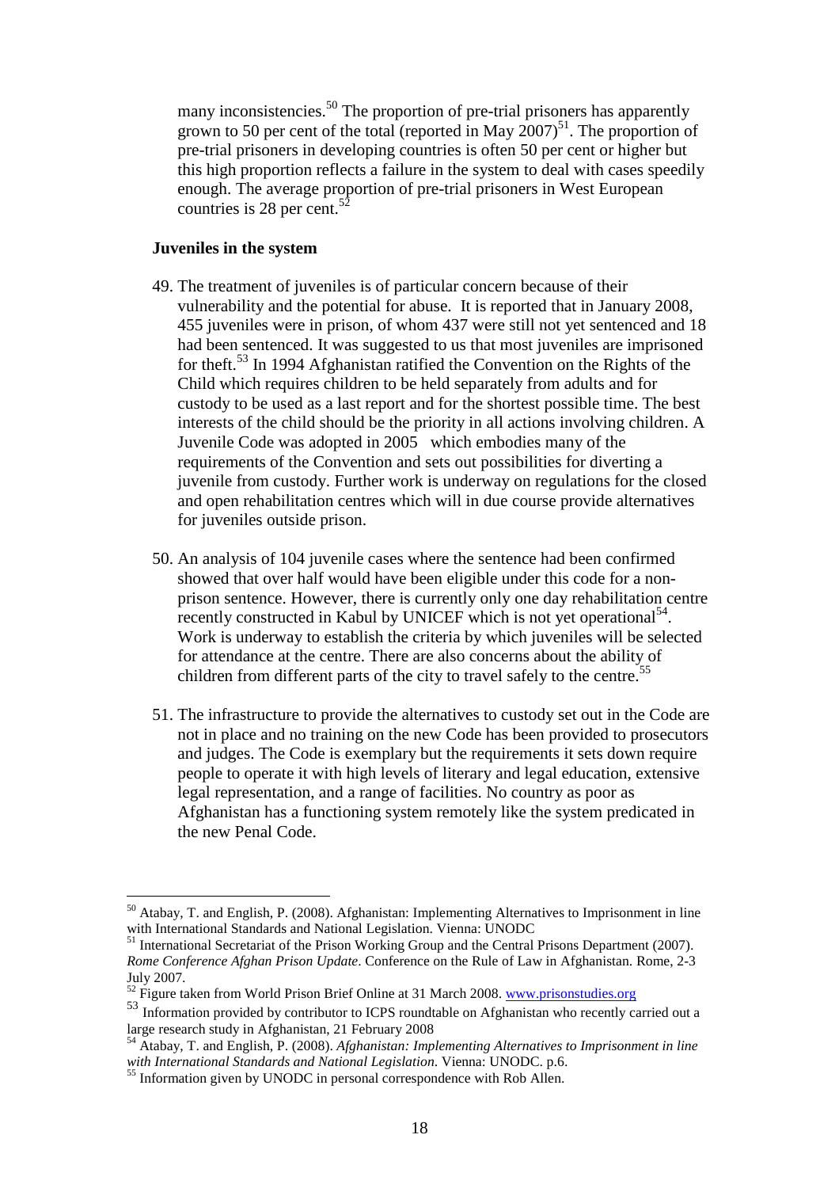many inconsistencies.[50] The proportion of pre-trial prisoners has apparently grown to 50 per cent of the total (reported in May 2007)[51]. The proportion of pre-trial prisoners in developing countries is often 50 per cent or higher but this high proportion reflects a failure in the system to deal with cases speedily enough. The average proportion of pre-trial prisoners in West European countries is 28 per cent.[52]

**Juveniles in the system**

49. The treatment of juveniles is of particular concern because of their vulnerability and the potential for abuse. It is reported that in January 2008, 455 juveniles were in prison, of whom 437 were still not yet sentenced and 18 had been sentenced. It was suggested to us that most juveniles are imprisoned for theft.[53] In 1994 Afghanistan ratified the Convention on the Rights of the Child which requires children to be held separately from adults and for custody to be used as a last report and for the shortest possible time. The best interests of the child should be the priority in all actions involving children. A Juvenile Code was adopted in 2005 which embodies many of the requirements of the Convention and sets out possibilities for diverting a juvenile from custody. Further work is underway on regulations for the closed and open rehabilitation centres which will in due course provide alternatives for juveniles outside prison.

50. An analysis of 104 juvenile cases where the sentence had been confirmed showed that over half would have been eligible under this code for a non-prison sentence. However, there is currently only one day rehabilitation centre recently constructed in Kabul by UNICEF which is not yet operational[54]. Work is underway to establish the criteria by which juveniles will be selected for attendance at the centre. There are also concerns about the ability of children from different parts of the city to travel safely to the centre.[55]

51. The infrastructure to provide the alternatives to custody set out in the Code are not in place and no training on the new Code has been provided to prosecutors and judges. The Code is exemplary but the requirements it sets down require people to operate it with high levels of literary and legal education, extensive legal representation, and a range of facilities. No country as poor as Afghanistan has a functioning system remotely like the system predicated in the new Penal Code.

---

[50] Atabay, T. and English, P. (2008). Afghanistan: Implementing Alternatives to Imprisonment in line with International Standards and National Legislation. Vienna: UNODC

[51] International Secretariat of the Prison Working Group and the Central Prisons Department (2007). *Rome Conference Afghan Prison Update*. Conference on the Rule of Law in Afghanistan. Rome, 2-3 July 2007.

[52] Figure taken from World Prison Brief Online at 31 March 2008. www.prisonstudies.org

[53] Information provided by contributor to ICPS roundtable on Afghanistan who recently carried out a large research study in Afghanistan, 21 February 2008

[54] Atabay, T. and English, P. (2008). *Afghanistan: Implementing Alternatives to Imprisonment in line with International Standards and National Legislation*. Vienna: UNODC. p.6.

[55] Information given by UNODC in personal correspondence with Rob Allen.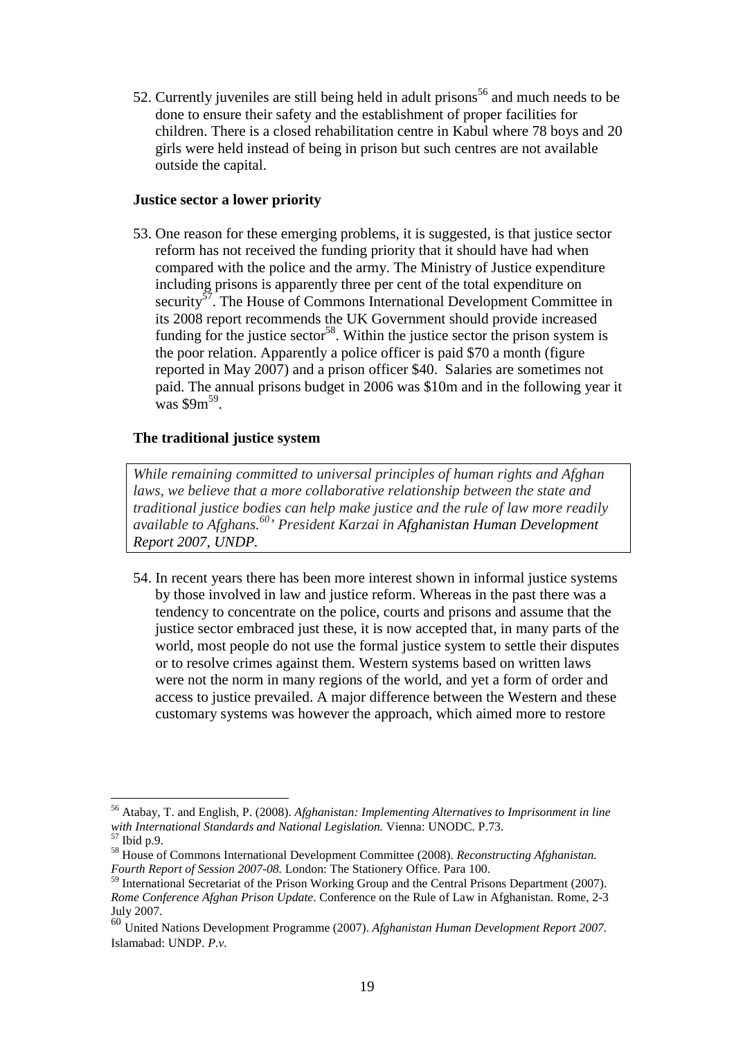52. Currently juveniles are still being held in adult prisons[56] and much needs to be done to ensure their safety and the establishment of proper facilities for children. There is a closed rehabilitation centre in Kabul where 78 boys and 20 girls were held instead of being in prison but such centres are not available outside the capital.

**Justice sector a lower priority**

53. One reason for these emerging problems, it is suggested, is that justice sector reform has not received the funding priority that it should have had when compared with the police and the army. The Ministry of Justice expenditure including prisons is apparently three per cent of the total expenditure on security[57]. The House of Commons International Development Committee in its 2008 report recommends the UK Government should provide increased funding for the justice sector[58]. Within the justice sector the prison system is the poor relation. Apparently a police officer is paid $70 a month (figure reported in May 2007) and a prison officer $40. Salaries are sometimes not paid. The annual prisons budget in 2006 was $10m and in the following year it was $9m[59].

**The traditional justice system**

> *While remaining committed to universal principles of human rights and Afghan laws, we believe that a more collaborative relationship between the state and traditional justice bodies can help make justice and the rule of law more readily available to Afghans.[60]' President Karzai in Afghanistan Human Development Report 2007, UNDP.*

54. In recent years there has been more interest shown in informal justice systems by those involved in law and justice reform. Whereas in the past there was a tendency to concentrate on the police, courts and prisons and assume that the justice sector embraced just these, it is now accepted that, in many parts of the world, most people do not use the formal justice system to settle their disputes or to resolve crimes against them. Western systems based on written laws were not the norm in many regions of the world, and yet a form of order and access to justice prevailed. A major difference between the Western and these customary systems was however the approach, which aimed more to restore

---

[56] Atabay, T. and English, P. (2008). *Afghanistan: Implementing Alternatives to Imprisonment in line with International Standards and National Legislation.* Vienna: UNODC. P.73.

[57] Ibid p.9.

[58] House of Commons International Development Committee (2008). *Reconstructing Afghanistan. Fourth Report of Session 2007-08.* London: The Stationery Office. Para 100.

[59] International Secretariat of the Prison Working Group and the Central Prisons Department (2007). *Rome Conference Afghan Prison Update*. Conference on the Rule of Law in Afghanistan. Rome, 2-3 July 2007.

[60] United Nations Development Programme (2007). *Afghanistan Human Development Report 2007.* Islamabad: UNDP. *P.v.*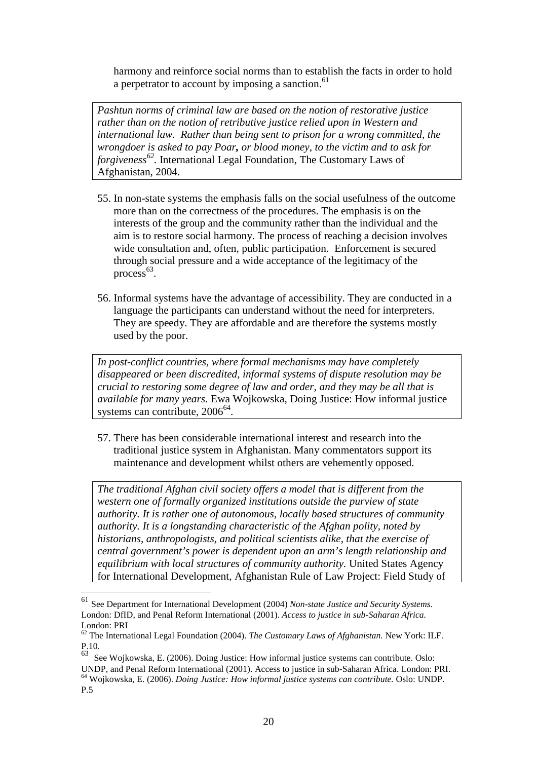harmony and reinforce social norms than to establish the facts in order to hold a perpetrator to account by imposing a sanction.[61]

> *Pashtun norms of criminal law are based on the notion of restorative justice rather than on the notion of retributive justice relied upon in Western and international law. Rather than being sent to prison for a wrong committed, the wrongdoer is asked to pay Poar***,** *or blood money, to the victim and to ask for forgiveness*[62]. International Legal Foundation, The Customary Laws of Afghanistan, 2004.

55. In non-state systems the emphasis falls on the social usefulness of the outcome more than on the correctness of the procedures. The emphasis is on the interests of the group and the community rather than the individual and the aim is to restore social harmony. The process of reaching a decision involves wide consultation and, often, public participation. Enforcement is secured through social pressure and a wide acceptance of the legitimacy of the process[63].

56. Informal systems have the advantage of accessibility. They are conducted in a language the participants can understand without the need for interpreters. They are speedy. They are affordable and are therefore the systems mostly used by the poor.

> *In post-conflict countries, where formal mechanisms may have completely disappeared or been discredited, informal systems of dispute resolution may be crucial to restoring some degree of law and order, and they may be all that is available for many years.* Ewa Wojkowska, Doing Justice: How informal justice systems can contribute, 2006[64].

57. There has been considerable international interest and research into the traditional justice system in Afghanistan. Many commentators support its maintenance and development whilst others are vehemently opposed.

> *The traditional Afghan civil society offers a model that is different from the western one of formally organized institutions outside the purview of state authority. It is rather one of autonomous, locally based structures of community authority. It is a longstanding characteristic of the Afghan polity, noted by historians, anthropologists, and political scientists alike, that the exercise of central government's power is dependent upon an arm's length relationship and equilibrium with local structures of community authority.* United States Agency for International Development, Afghanistan Rule of Law Project: Field Study of

---

[61] See Department for International Development (2004) *Non-state Justice and Security Systems.* London: DfID, and Penal Reform International (2001). *Access to justice in sub-Saharan Africa.* London: PRI

[62] The International Legal Foundation (2004). *The Customary Laws of Afghanistan.* New York: ILF. P.10.

[63] See Wojkowska, E. (2006). Doing Justice: How informal justice systems can contribute. Oslo: UNDP, and Penal Reform International (2001). Access to justice in sub-Saharan Africa. London: PRI.

[64] Wojkowska, E. (2006). *Doing Justice: How informal justice systems can contribute.* Oslo: UNDP. P.5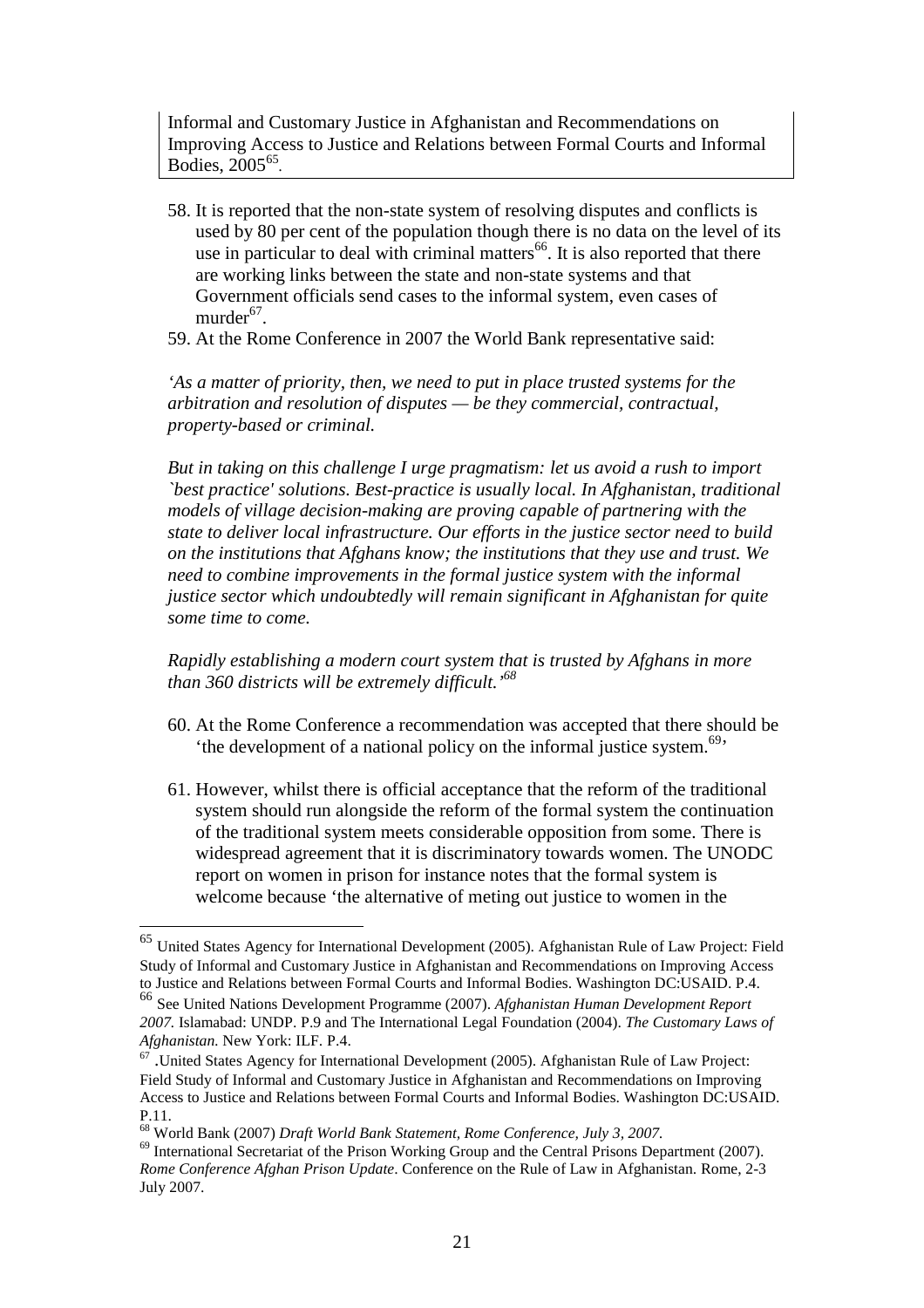Informal and Customary Justice in Afghanistan and Recommendations on Improving Access to Justice and Relations between Formal Courts and Informal Bodies, 2005[65].

58. It is reported that the non-state system of resolving disputes and conflicts is used by 80 per cent of the population though there is no data on the level of its use in particular to deal with criminal matters[66]. It is also reported that there are working links between the state and non-state systems and that Government officials send cases to the informal system, even cases of murder[67].

59. At the Rome Conference in 2007 the World Bank representative said:

*'As a matter of priority, then, we need to put in place trusted systems for the arbitration and resolution of disputes — be they commercial, contractual, property-based or criminal.*

*But in taking on this challenge I urge pragmatism: let us avoid a rush to import `best practice' solutions. Best-practice is usually local. In Afghanistan, traditional models of village decision-making are proving capable of partnering with the state to deliver local infrastructure. Our efforts in the justice sector need to build on the institutions that Afghans know; the institutions that they use and trust. We need to combine improvements in the formal justice system with the informal justice sector which undoubtedly will remain significant in Afghanistan for quite some time to come.*

*Rapidly establishing a modern court system that is trusted by Afghans in more than 360 districts will be extremely difficult.'*[68]

60. At the Rome Conference a recommendation was accepted that there should be 'the development of a national policy on the informal justice system.[69]'

61. However, whilst there is official acceptance that the reform of the traditional system should run alongside the reform of the formal system the continuation of the traditional system meets considerable opposition from some. There is widespread agreement that it is discriminatory towards women. The UNODC report on women in prison for instance notes that the formal system is welcome because 'the alternative of meting out justice to women in the

---

[65] United States Agency for International Development (2005). Afghanistan Rule of Law Project: Field Study of Informal and Customary Justice in Afghanistan and Recommendations on Improving Access to Justice and Relations between Formal Courts and Informal Bodies. Washington DC:USAID. P.4.

[66] See United Nations Development Programme (2007). *Afghanistan Human Development Report 2007.* Islamabad: UNDP. P.9 and The International Legal Foundation (2004). *The Customary Laws of Afghanistan.* New York: ILF. P.4.

[67] .United States Agency for International Development (2005). Afghanistan Rule of Law Project: Field Study of Informal and Customary Justice in Afghanistan and Recommendations on Improving Access to Justice and Relations between Formal Courts and Informal Bodies. Washington DC:USAID. P.11.

[68] World Bank (2007) *Draft World Bank Statement, Rome Conference, July 3, 2007.*

[69] International Secretariat of the Prison Working Group and the Central Prisons Department (2007). *Rome Conference Afghan Prison Update*. Conference on the Rule of Law in Afghanistan. Rome, 2-3 July 2007.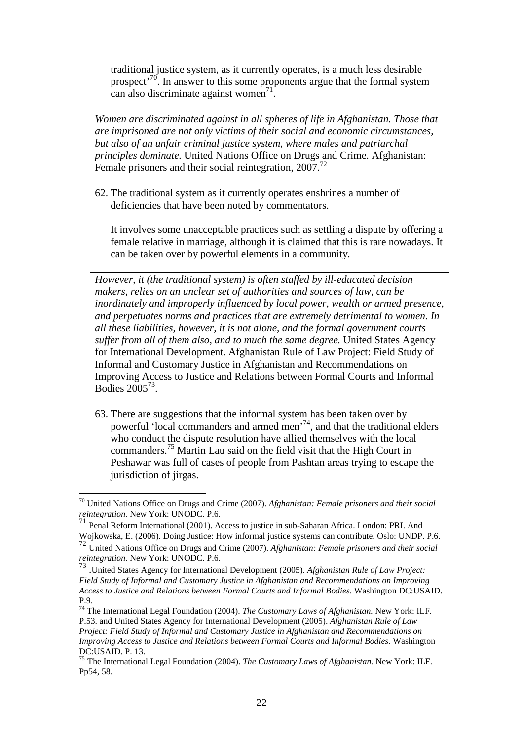traditional justice system, as it currently operates, is a much less desirable prospect'[70]. In answer to this some proponents argue that the formal system can also discriminate against women[71].

> *Women are discriminated against in all spheres of life in Afghanistan. Those that are imprisoned are not only victims of their social and economic circumstances, but also of an unfair criminal justice system, where males and patriarchal principles dominate.* United Nations Office on Drugs and Crime. Afghanistan: Female prisoners and their social reintegration, 2007.[72]

62. The traditional system as it currently operates enshrines a number of deficiencies that have been noted by commentators.

    It involves some unacceptable practices such as settling a dispute by offering a female relative in marriage, although it is claimed that this is rare nowadays. It can be taken over by powerful elements in a community.

> *However, it (the traditional system) is often staffed by ill-educated decision makers, relies on an unclear set of authorities and sources of law, can be inordinately and improperly influenced by local power, wealth or armed presence, and perpetuates norms and practices that are extremely detrimental to women. In all these liabilities, however, it is not alone, and the formal government courts suffer from all of them also, and to much the same degree.* United States Agency for International Development. Afghanistan Rule of Law Project: Field Study of Informal and Customary Justice in Afghanistan and Recommendations on Improving Access to Justice and Relations between Formal Courts and Informal Bodies 2005[73].

63. There are suggestions that the informal system has been taken over by powerful 'local commanders and armed men'[74], and that the traditional elders who conduct the dispute resolution have allied themselves with the local commanders.[75] Martin Lau said on the field visit that the High Court in Peshawar was full of cases of people from Pashtan areas trying to escape the jurisdiction of jirgas.

---

[70] United Nations Office on Drugs and Crime (2007). *Afghanistan: Female prisoners and their social reintegration.* New York: UNODC. P.6.

[71] Penal Reform International (2001). Access to justice in sub-Saharan Africa. London: PRI. And Wojkowska, E. (2006). Doing Justice: How informal justice systems can contribute. Oslo: UNDP. P.6.

[72] United Nations Office on Drugs and Crime (2007). *Afghanistan: Female prisoners and their social reintegration.* New York: UNODC. P.6.

[73] .United States Agency for International Development (2005). *Afghanistan Rule of Law Project: Field Study of Informal and Customary Justice in Afghanistan and Recommendations on Improving Access to Justice and Relations between Formal Courts and Informal Bodies*. Washington DC:USAID. P.9.

[74] The International Legal Foundation (2004). *The Customary Laws of Afghanistan.* New York: ILF. P.53. and United States Agency for International Development (2005). *Afghanistan Rule of Law Project: Field Study of Informal and Customary Justice in Afghanistan and Recommendations on Improving Access to Justice and Relations between Formal Courts and Informal Bodies.* Washington DC:USAID. P. 13.

[75] The International Legal Foundation (2004). *The Customary Laws of Afghanistan.* New York: ILF. Pp54, 58.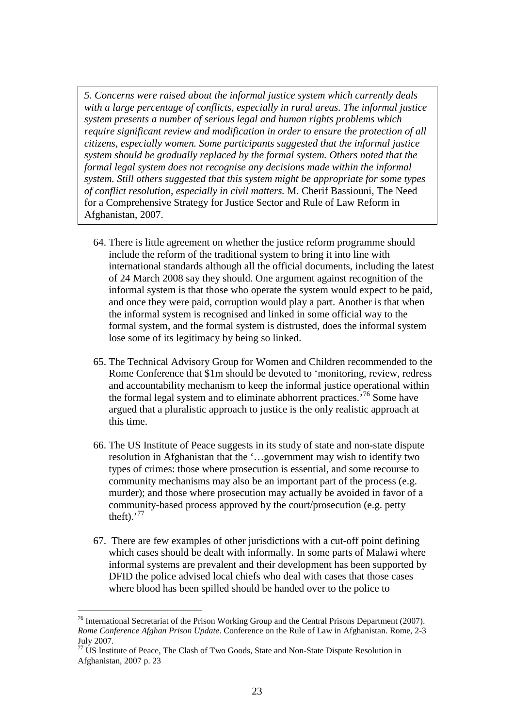> *5. Concerns were raised about the informal justice system which currently deals with a large percentage of conflicts, especially in rural areas. The informal justice system presents a number of serious legal and human rights problems which require significant review and modification in order to ensure the protection of all citizens, especially women. Some participants suggested that the informal justice system should be gradually replaced by the formal system. Others noted that the formal legal system does not recognise any decisions made within the informal system. Still others suggested that this system might be appropriate for some types of conflict resolution, especially in civil matters.* M. Cherif Bassiouni, The Need for a Comprehensive Strategy for Justice Sector and Rule of Law Reform in Afghanistan, 2007.

64. There is little agreement on whether the justice reform programme should include the reform of the traditional system to bring it into line with international standards although all the official documents, including the latest of 24 March 2008 say they should. One argument against recognition of the informal system is that those who operate the system would expect to be paid, and once they were paid, corruption would play a part. Another is that when the informal system is recognised and linked in some official way to the formal system, and the formal system is distrusted, does the informal system lose some of its legitimacy by being so linked.

65. The Technical Advisory Group for Women and Children recommended to the Rome Conference that $1m should be devoted to 'monitoring, review, redress and accountability mechanism to keep the informal justice operational within the formal legal system and to eliminate abhorrent practices.'[76] Some have argued that a pluralistic approach to justice is the only realistic approach at this time.

66. The US Institute of Peace suggests in its study of state and non-state dispute resolution in Afghanistan that the '…government may wish to identify two types of crimes: those where prosecution is essential, and some recourse to community mechanisms may also be an important part of the process (e.g. murder); and those where prosecution may actually be avoided in favor of a community-based process approved by the court/prosecution (e.g. petty theft).'[77]

67. There are few examples of other jurisdictions with a cut-off point defining which cases should be dealt with informally. In some parts of Malawi where informal systems are prevalent and their development has been supported by DFID the police advised local chiefs who deal with cases that those cases where blood has been spilled should be handed over to the police to

---

[76] International Secretariat of the Prison Working Group and the Central Prisons Department (2007). *Rome Conference Afghan Prison Update*. Conference on the Rule of Law in Afghanistan. Rome, 2-3 July 2007.

[77] US Institute of Peace, The Clash of Two Goods, State and Non-State Dispute Resolution in Afghanistan, 2007 p. 23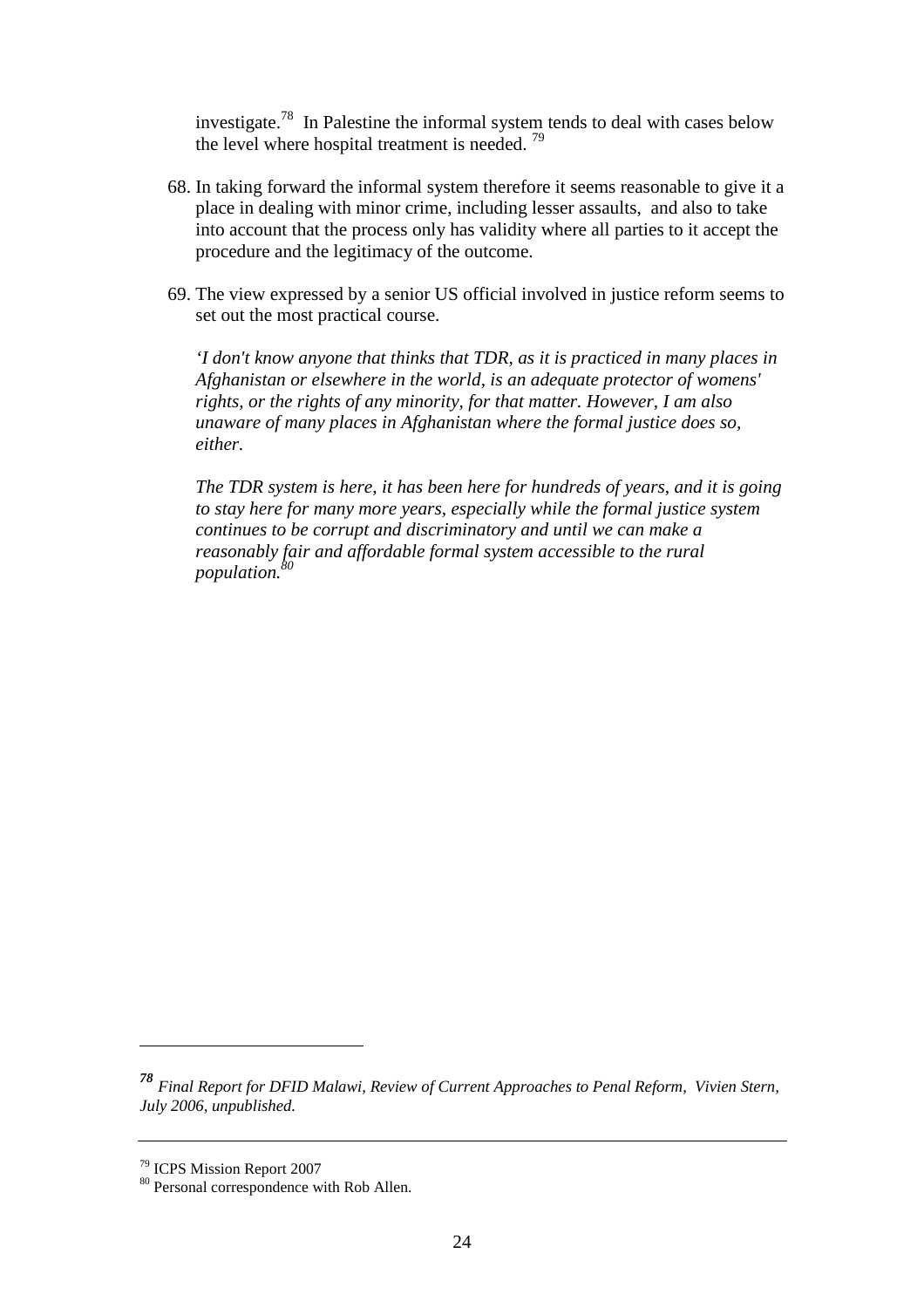investigate.[78] In Palestine the informal system tends to deal with cases below the level where hospital treatment is needed. [79]

68. In taking forward the informal system therefore it seems reasonable to give it a place in dealing with minor crime, including lesser assaults, and also to take into account that the process only has validity where all parties to it accept the procedure and the legitimacy of the outcome.

69. The view expressed by a senior US official involved in justice reform seems to set out the most practical course.

   *'I don't know anyone that thinks that TDR, as it is practiced in many places in Afghanistan or elsewhere in the world, is an adequate protector of womens' rights, or the rights of any minority, for that matter. However, I am also unaware of many places in Afghanistan where the formal justice does so, either.*

   *The TDR system is here, it has been here for hundreds of years, and it is going to stay here for many more years, especially while the formal justice system continues to be corrupt and discriminatory and until we can make a reasonably fair and affordable formal system accessible to the rural population.*[80]

---

[78] *Final Report for DFID Malawi, Review of Current Approaches to Penal Reform, Vivien Stern, July 2006, unpublished.*

[79] ICPS Mission Report 2007

[80] Personal correspondence with Rob Allen.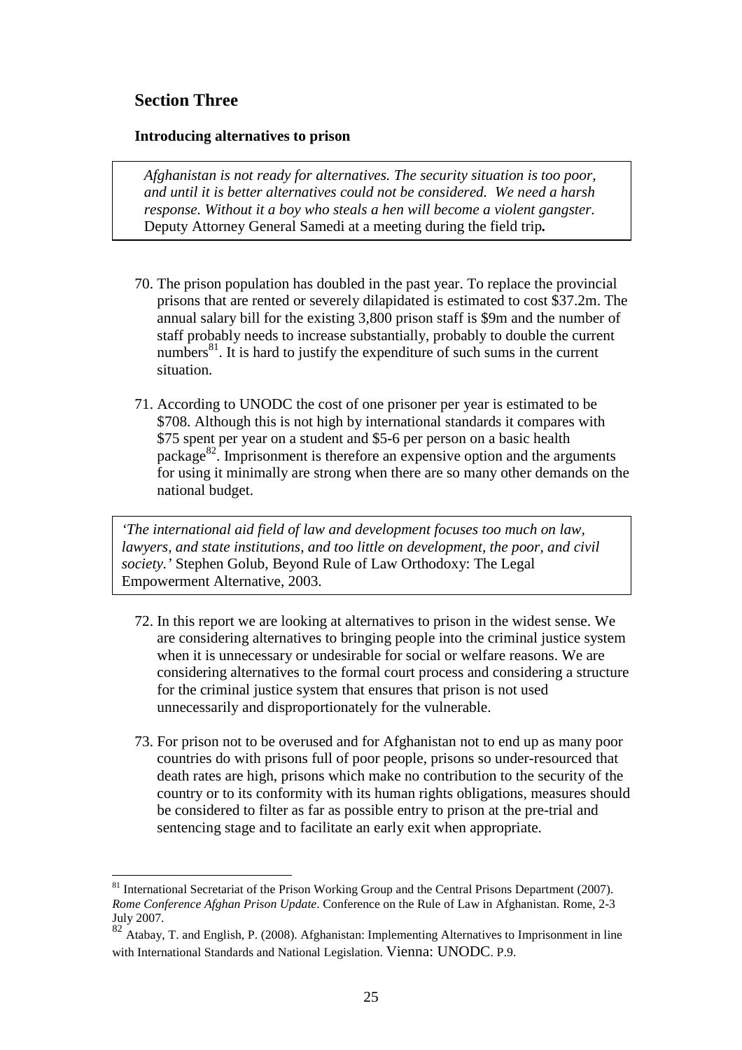## Section Three

### Introducing alternatives to prison

> *Afghanistan is not ready for alternatives. The security situation is too poor, and until it is better alternatives could not be considered. We need a harsh response. Without it a boy who steals a hen will become a violent gangster.* Deputy Attorney General Samedi at a meeting during the field trip**.**

70. The prison population has doubled in the past year. To replace the provincial prisons that are rented or severely dilapidated is estimated to cost \$37.2m. The annual salary bill for the existing 3,800 prison staff is \$9m and the number of staff probably needs to increase substantially, probably to double the current numbers[81]. It is hard to justify the expenditure of such sums in the current situation.

71. According to UNODC the cost of one prisoner per year is estimated to be \$708. Although this is not high by international standards it compares with \$75 spent per year on a student and \$5-6 per person on a basic health package[82]. Imprisonment is therefore an expensive option and the arguments for using it minimally are strong when there are so many other demands on the national budget.

> *'The international aid field of law and development focuses too much on law, lawyers, and state institutions, and too little on development, the poor, and civil society.'* Stephen Golub, Beyond Rule of Law Orthodoxy: The Legal Empowerment Alternative, 2003.

72. In this report we are looking at alternatives to prison in the widest sense. We are considering alternatives to bringing people into the criminal justice system when it is unnecessary or undesirable for social or welfare reasons. We are considering alternatives to the formal court process and considering a structure for the criminal justice system that ensures that prison is not used unnecessarily and disproportionately for the vulnerable.

73. For prison not to be overused and for Afghanistan not to end up as many poor countries do with prisons full of poor people, prisons so under-resourced that death rates are high, prisons which make no contribution to the security of the country or to its conformity with its human rights obligations, measures should be considered to filter as far as possible entry to prison at the pre-trial and sentencing stage and to facilitate an early exit when appropriate.

---

[81] International Secretariat of the Prison Working Group and the Central Prisons Department (2007). *Rome Conference Afghan Prison Update*. Conference on the Rule of Law in Afghanistan. Rome, 2-3 July 2007.

[82] Atabay, T. and English, P. (2008). Afghanistan: Implementing Alternatives to Imprisonment in line with International Standards and National Legislation. Vienna: UNODC. P.9.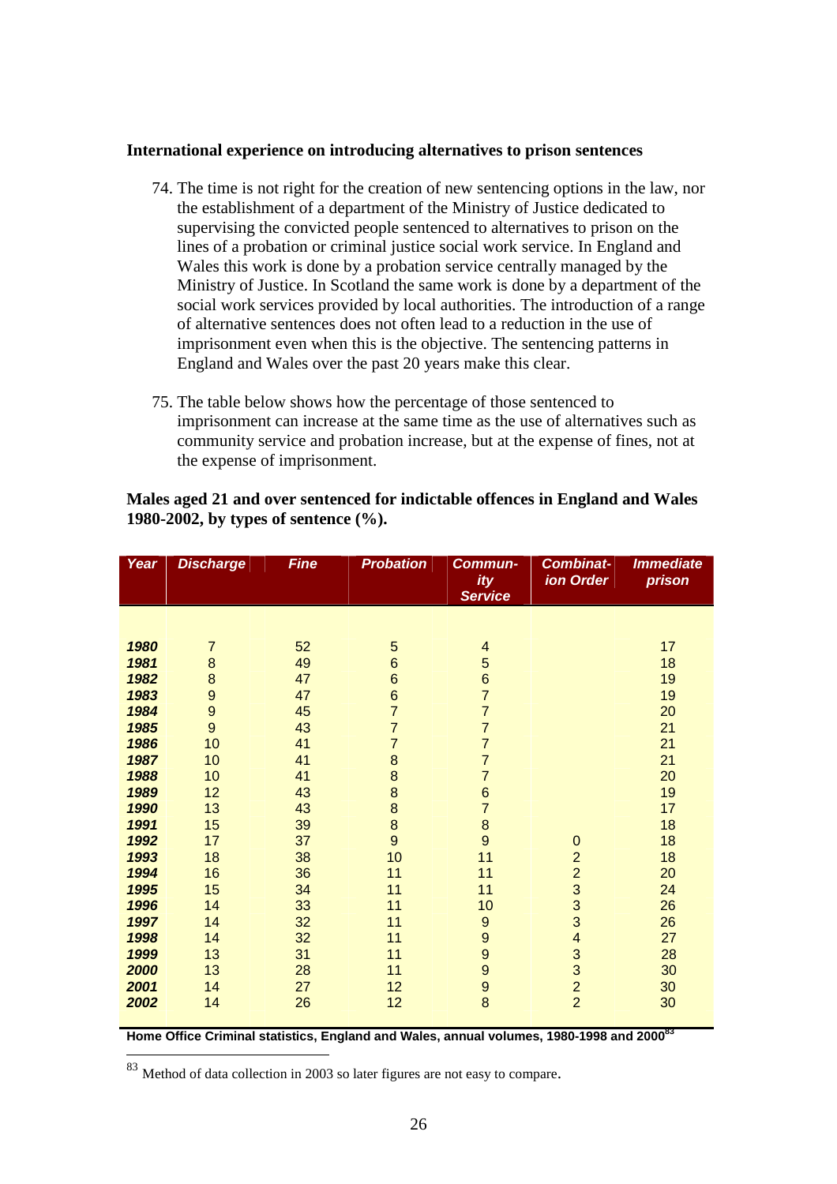**International experience on introducing alternatives to prison sentences**

74. The time is not right for the creation of new sentencing options in the law, nor the establishment of a department of the Ministry of Justice dedicated to supervising the convicted people sentenced to alternatives to prison on the lines of a probation or criminal justice social work service. In England and Wales this work is done by a probation service centrally managed by the Ministry of Justice. In Scotland the same work is done by a department of the social work services provided by local authorities. The introduction of a range of alternative sentences does not often lead to a reduction in the use of imprisonment even when this is the objective. The sentencing patterns in England and Wales over the past 20 years make this clear.

75. The table below shows how the percentage of those sentenced to imprisonment can increase at the same time as the use of alternatives such as community service and probation increase, but at the expense of fines, not at the expense of imprisonment.

**Males aged 21 and over sentenced for indictable offences in England and Wales 1980-2002, by types of sentence (%).**

| Year | Discharge | Fine | Probation | Community Service | Combination Order | Immediate prison |
|---|---|---|---|---|---|---|
| 1980 | 7 | 52 | 5 | 4 | | 17 |
| 1981 | 8 | 49 | 6 | 5 | | 18 |
| 1982 | 8 | 47 | 6 | 6 | | 19 |
| 1983 | 9 | 47 | 6 | 7 | | 19 |
| 1984 | 9 | 45 | 7 | 7 | | 20 |
| 1985 | 9 | 43 | 7 | 7 | | 21 |
| 1986 | 10 | 41 | 7 | 7 | | 21 |
| 1987 | 10 | 41 | 8 | 7 | | 21 |
| 1988 | 10 | 41 | 8 | 7 | | 20 |
| 1989 | 12 | 43 | 8 | 6 | | 19 |
| 1990 | 13 | 43 | 8 | 7 | | 17 |
| 1991 | 15 | 39 | 8 | 8 | | 18 |
| 1992 | 17 | 37 | 9 | 9 | 0 | 18 |
| 1993 | 18 | 38 | 10 | 11 | 2 | 18 |
| 1994 | 16 | 36 | 11 | 11 | 2 | 20 |
| 1995 | 15 | 34 | 11 | 11 | 3 | 24 |
| 1996 | 14 | 33 | 11 | 10 | 3 | 26 |
| 1997 | 14 | 32 | 11 | 9 | 3 | 26 |
| 1998 | 14 | 32 | 11 | 9 | 4 | 27 |
| 1999 | 13 | 31 | 11 | 9 | 3 | 28 |
| 2000 | 13 | 28 | 11 | 9 | 3 | 30 |
| 2001 | 14 | 27 | 12 | 9 | 2 | 30 |
| 2002 | 14 | 26 | 12 | 8 | 2 | 30 |

**Home Office Criminal statistics, England and Wales, annual volumes, 1980-1998 and 2000**[83]

[83] Method of data collection in 2003 so later figures are not easy to compare.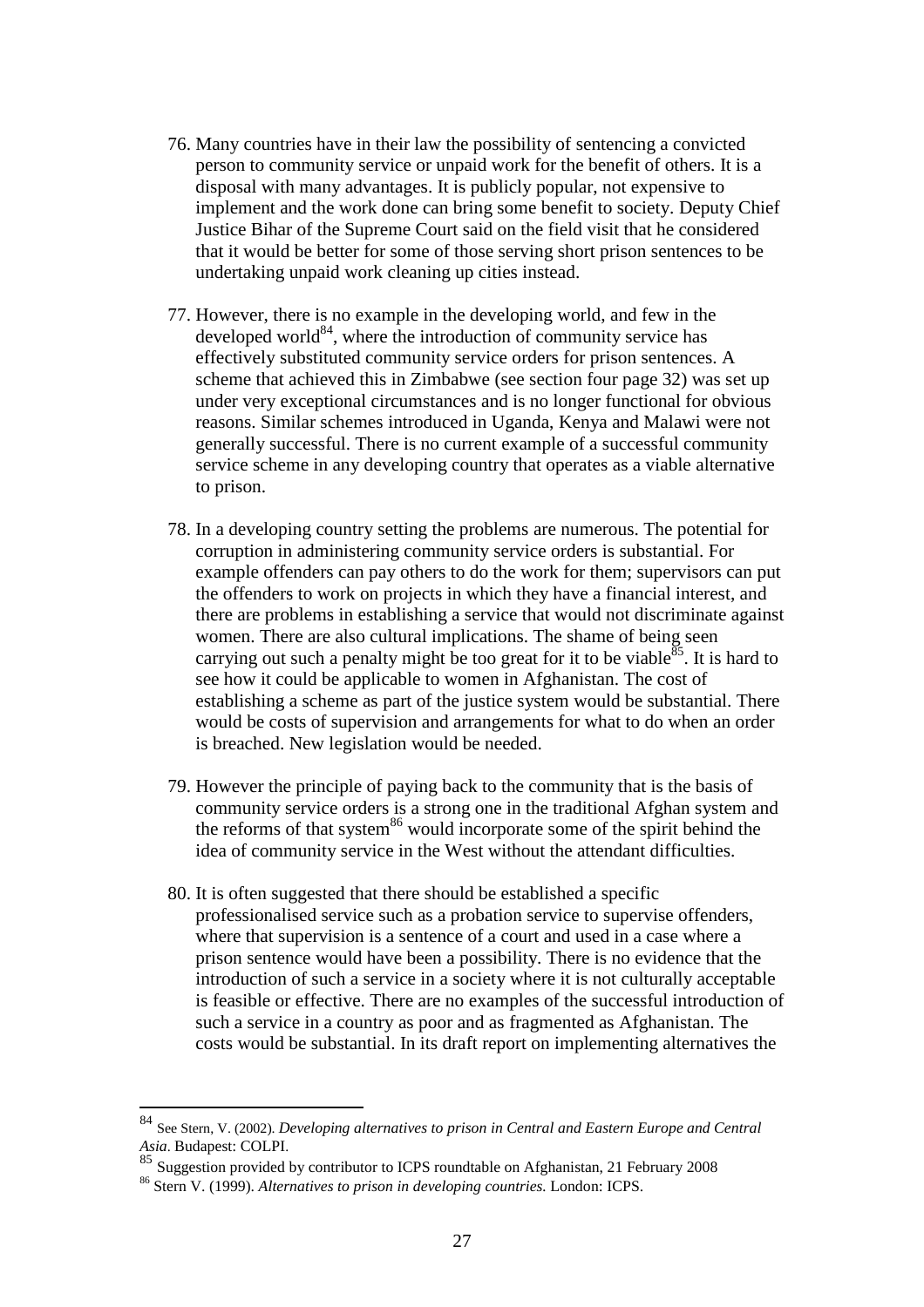76. Many countries have in their law the possibility of sentencing a convicted person to community service or unpaid work for the benefit of others. It is a disposal with many advantages. It is publicly popular, not expensive to implement and the work done can bring some benefit to society. Deputy Chief Justice Bihar of the Supreme Court said on the field visit that he considered that it would be better for some of those serving short prison sentences to be undertaking unpaid work cleaning up cities instead.

77. However, there is no example in the developing world, and few in the developed world[84], where the introduction of community service has effectively substituted community service orders for prison sentences. A scheme that achieved this in Zimbabwe (see section four page 32) was set up under very exceptional circumstances and is no longer functional for obvious reasons. Similar schemes introduced in Uganda, Kenya and Malawi were not generally successful. There is no current example of a successful community service scheme in any developing country that operates as a viable alternative to prison.

78. In a developing country setting the problems are numerous. The potential for corruption in administering community service orders is substantial. For example offenders can pay others to do the work for them; supervisors can put the offenders to work on projects in which they have a financial interest, and there are problems in establishing a service that would not discriminate against women. There are also cultural implications. The shame of being seen carrying out such a penalty might be too great for it to be viable[85]. It is hard to see how it could be applicable to women in Afghanistan. The cost of establishing a scheme as part of the justice system would be substantial. There would be costs of supervision and arrangements for what to do when an order is breached. New legislation would be needed.

79. However the principle of paying back to the community that is the basis of community service orders is a strong one in the traditional Afghan system and the reforms of that system[86] would incorporate some of the spirit behind the idea of community service in the West without the attendant difficulties.

80. It is often suggested that there should be established a specific professionalised service such as a probation service to supervise offenders, where that supervision is a sentence of a court and used in a case where a prison sentence would have been a possibility. There is no evidence that the introduction of such a service in a society where it is not culturally acceptable is feasible or effective. There are no examples of the successful introduction of such a service in a country as poor and as fragmented as Afghanistan. The costs would be substantial. In its draft report on implementing alternatives the

---

[84] See Stern, V. (2002). *Developing alternatives to prison in Central and Eastern Europe and Central Asia*. Budapest: COLPI.

[85] Suggestion provided by contributor to ICPS roundtable on Afghanistan, 21 February 2008

[86] Stern V. (1999). *Alternatives to prison in developing countries.* London: ICPS.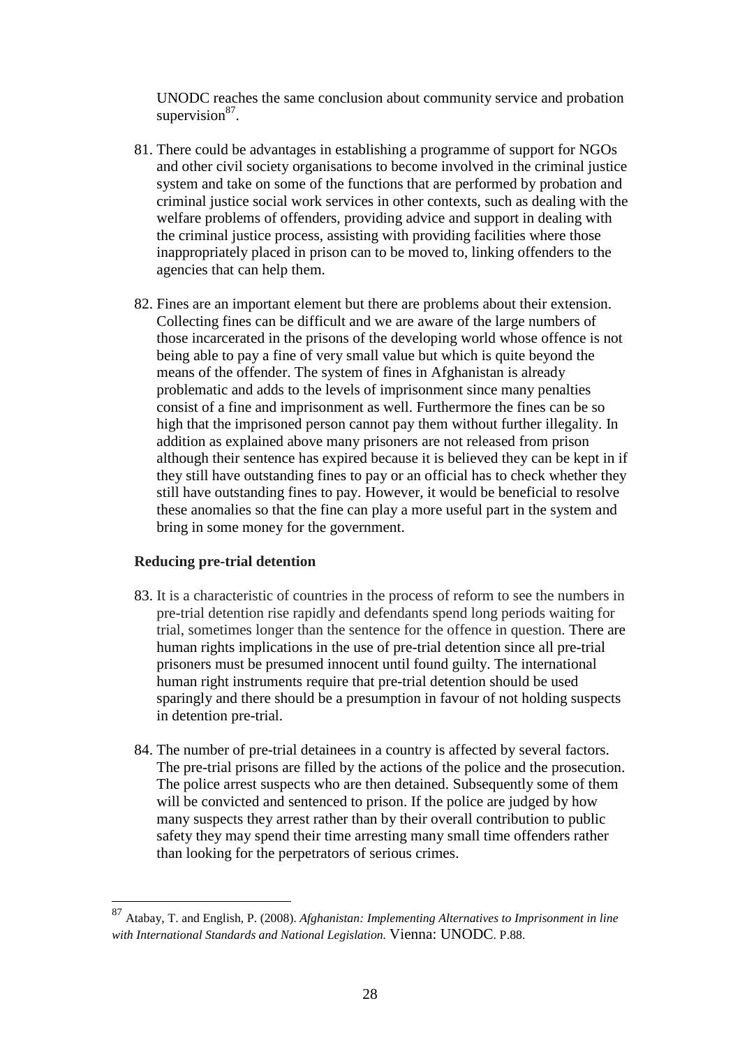UNODC reaches the same conclusion about community service and probation supervision[87].

81. There could be advantages in establishing a programme of support for NGOs and other civil society organisations to become involved in the criminal justice system and take on some of the functions that are performed by probation and criminal justice social work services in other contexts, such as dealing with the welfare problems of offenders, providing advice and support in dealing with the criminal justice process, assisting with providing facilities where those inappropriately placed in prison can to be moved to, linking offenders to the agencies that can help them.

82. Fines are an important element but there are problems about their extension. Collecting fines can be difficult and we are aware of the large numbers of those incarcerated in the prisons of the developing world whose offence is not being able to pay a fine of very small value but which is quite beyond the means of the offender. The system of fines in Afghanistan is already problematic and adds to the levels of imprisonment since many penalties consist of a fine and imprisonment as well. Furthermore the fines can be so high that the imprisoned person cannot pay them without further illegality. In addition as explained above many prisoners are not released from prison although their sentence has expired because it is believed they can be kept in if they still have outstanding fines to pay or an official has to check whether they still have outstanding fines to pay. However, it would be beneficial to resolve these anomalies so that the fine can play a more useful part in the system and bring in some money for the government.

**Reducing pre-trial detention**

83. It is a characteristic of countries in the process of reform to see the numbers in pre-trial detention rise rapidly and defendants spend long periods waiting for trial, sometimes longer than the sentence for the offence in question. There are human rights implications in the use of pre-trial detention since all pre-trial prisoners must be presumed innocent until found guilty. The international human right instruments require that pre-trial detention should be used sparingly and there should be a presumption in favour of not holding suspects in detention pre-trial.

84. The number of pre-trial detainees in a country is affected by several factors. The pre-trial prisons are filled by the actions of the police and the prosecution. The police arrest suspects who are then detained. Subsequently some of them will be convicted and sentenced to prison. If the police are judged by how many suspects they arrest rather than by their overall contribution to public safety they may spend their time arresting many small time offenders rather than looking for the perpetrators of serious crimes.

---

[87] Atabay, T. and English, P. (2008). *Afghanistan: Implementing Alternatives to Imprisonment in line with International Standards and National Legislation.* Vienna: UNODC. P.88.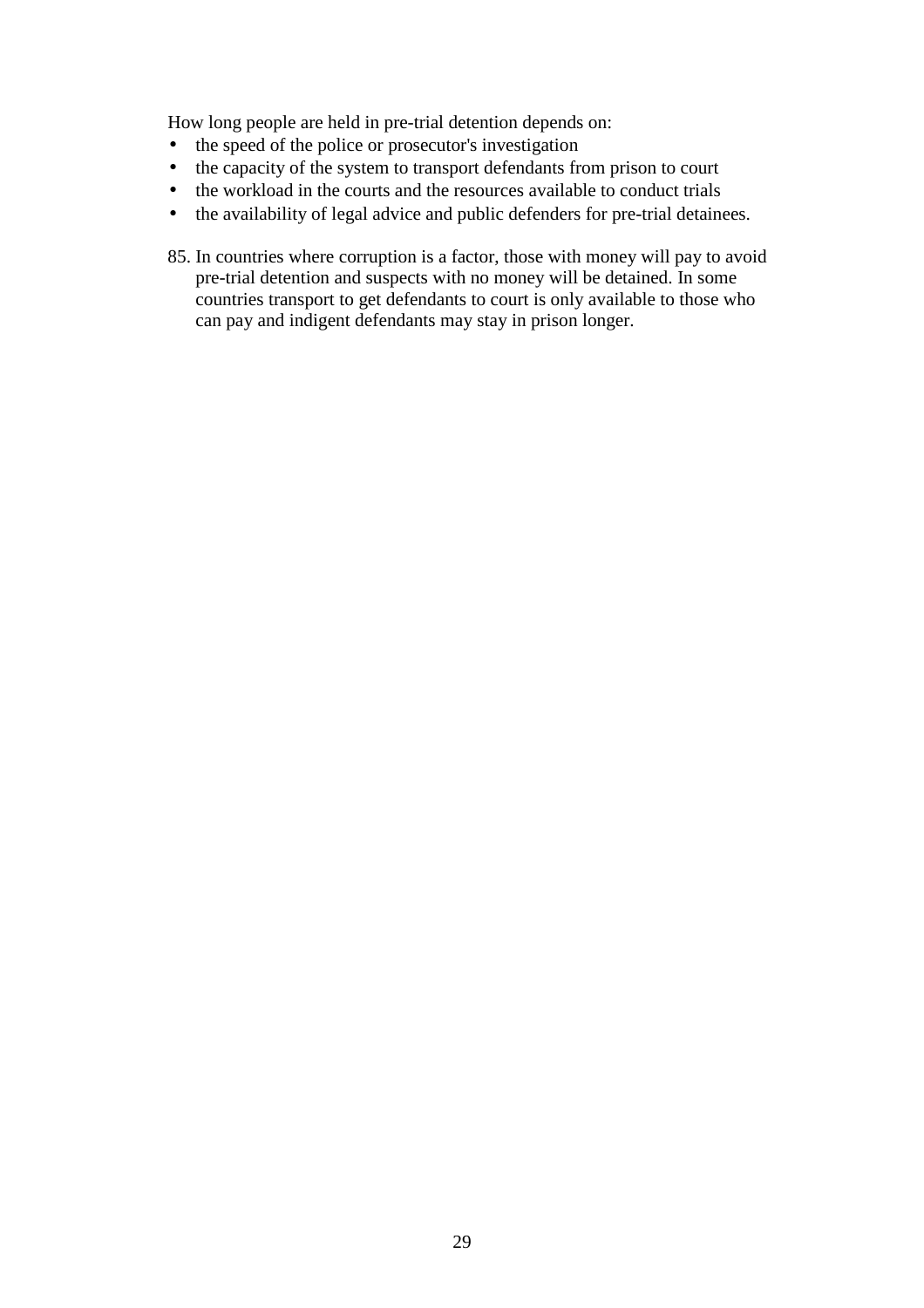How long people are held in pre-trial detention depends on:

- the speed of the police or prosecutor's investigation
- the capacity of the system to transport defendants from prison to court
- the workload in the courts and the resources available to conduct trials
- the availability of legal advice and public defenders for pre-trial detainees.

85. In countries where corruption is a factor, those with money will pay to avoid pre-trial detention and suspects with no money will be detained. In some countries transport to get defendants to court is only available to those who can pay and indigent defendants may stay in prison longer.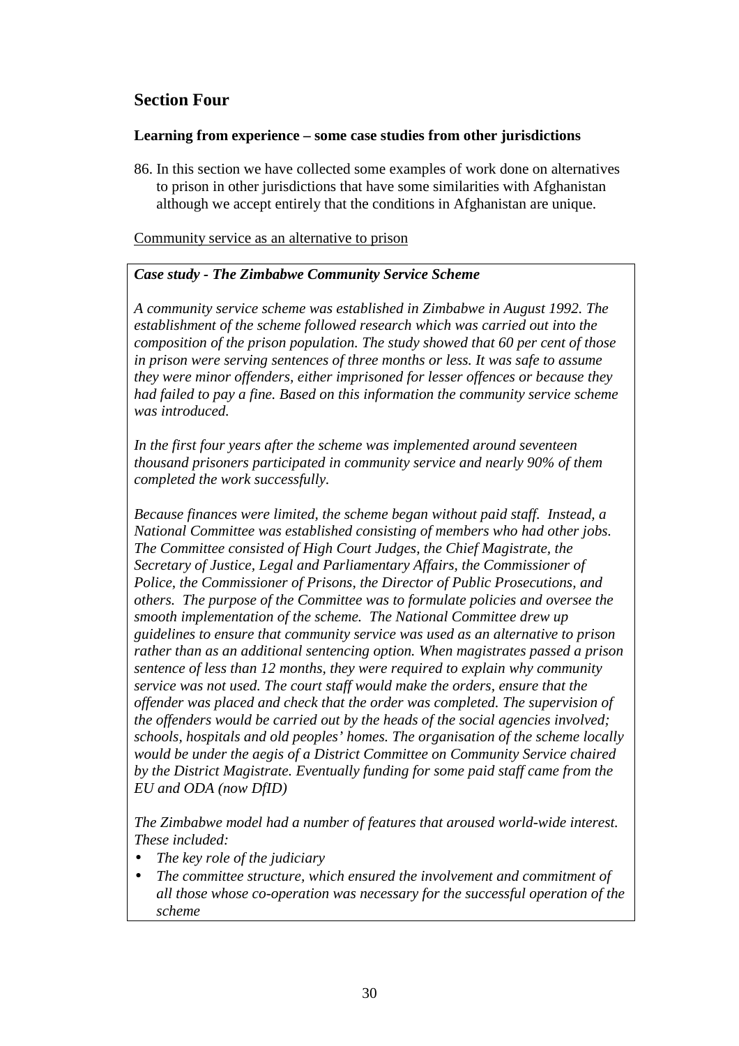## Section Four

### Learning from experience – some case studies from other jurisdictions

86. In this section we have collected some examples of work done on alternatives to prison in other jurisdictions that have some similarities with Afghanistan although we accept entirely that the conditions in Afghanistan are unique.

Community service as an alternative to prison

> ***Case study - The Zimbabwe Community Service Scheme***
>
> *A community service scheme was established in Zimbabwe in August 1992. The establishment of the scheme followed research which was carried out into the composition of the prison population. The study showed that 60 per cent of those in prison were serving sentences of three months or less. It was safe to assume they were minor offenders, either imprisoned for lesser offences or because they had failed to pay a fine. Based on this information the community service scheme was introduced.*
>
> *In the first four years after the scheme was implemented around seventeen thousand prisoners participated in community service and nearly 90% of them completed the work successfully.*
>
> *Because finances were limited, the scheme began without paid staff. Instead, a National Committee was established consisting of members who had other jobs. The Committee consisted of High Court Judges, the Chief Magistrate, the Secretary of Justice, Legal and Parliamentary Affairs, the Commissioner of Police, the Commissioner of Prisons, the Director of Public Prosecutions, and others. The purpose of the Committee was to formulate policies and oversee the smooth implementation of the scheme. The National Committee drew up guidelines to ensure that community service was used as an alternative to prison rather than as an additional sentencing option. When magistrates passed a prison sentence of less than 12 months, they were required to explain why community service was not used. The court staff would make the orders, ensure that the offender was placed and check that the order was completed. The supervision of the offenders would be carried out by the heads of the social agencies involved; schools, hospitals and old peoples' homes. The organisation of the scheme locally would be under the aegis of a District Committee on Community Service chaired by the District Magistrate. Eventually funding for some paid staff came from the EU and ODA (now DfID)*
>
> *The Zimbabwe model had a number of features that aroused world-wide interest. These included:*
>
> - *The key role of the judiciary*
> - *The committee structure, which ensured the involvement and commitment of all those whose co-operation was necessary for the successful operation of the scheme*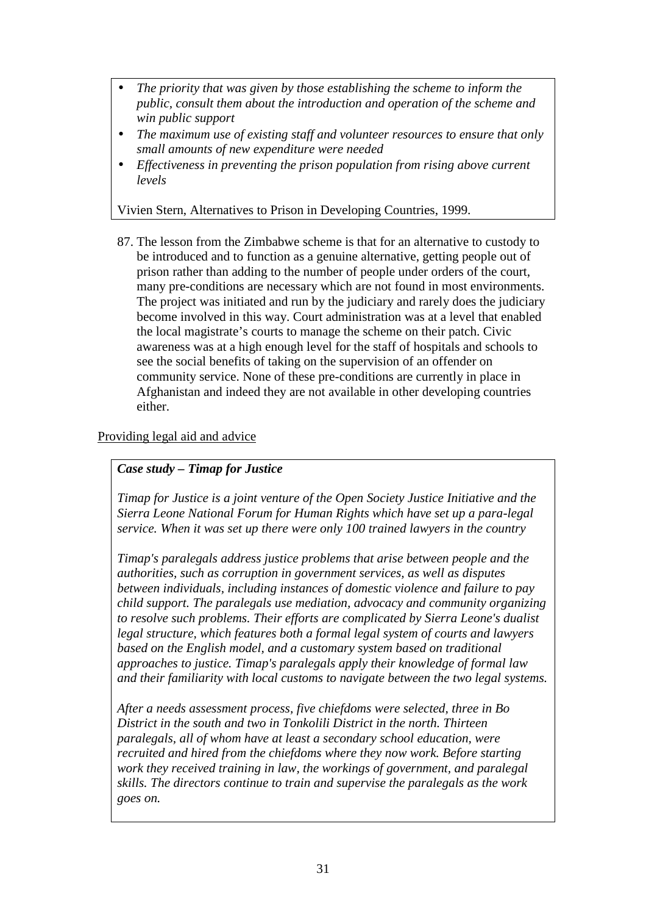- *The priority that was given by those establishing the scheme to inform the public, consult them about the introduction and operation of the scheme and win public support*
- *The maximum use of existing staff and volunteer resources to ensure that only small amounts of new expenditure were needed*
- *Effectiveness in preventing the prison population from rising above current levels*

Vivien Stern, Alternatives to Prison in Developing Countries, 1999.

87. The lesson from the Zimbabwe scheme is that for an alternative to custody to be introduced and to function as a genuine alternative, getting people out of prison rather than adding to the number of people under orders of the court, many pre-conditions are necessary which are not found in most environments. The project was initiated and run by the judiciary and rarely does the judiciary become involved in this way. Court administration was at a level that enabled the local magistrate's courts to manage the scheme on their patch. Civic awareness was at a high enough level for the staff of hospitals and schools to see the social benefits of taking on the supervision of an offender on community service. None of these pre-conditions are currently in place in Afghanistan and indeed they are not available in other developing countries either.

<u>Providing legal aid and advice</u>

***Case study – Timap for Justice***

*Timap for Justice is a joint venture of the Open Society Justice Initiative and the Sierra Leone National Forum for Human Rights which have set up a para-legal service. When it was set up there were only 100 trained lawyers in the country*

*Timap's paralegals address justice problems that arise between people and the authorities, such as corruption in government services, as well as disputes between individuals, including instances of domestic violence and failure to pay child support. The paralegals use mediation, advocacy and community organizing to resolve such problems. Their efforts are complicated by Sierra Leone's dualist legal structure, which features both a formal legal system of courts and lawyers based on the English model, and a customary system based on traditional approaches to justice. Timap's paralegals apply their knowledge of formal law and their familiarity with local customs to navigate between the two legal systems.*

*After a needs assessment process, five chiefdoms were selected, three in Bo District in the south and two in Tonkolili District in the north. Thirteen paralegals, all of whom have at least a secondary school education, were recruited and hired from the chiefdoms where they now work. Before starting work they received training in law, the workings of government, and paralegal skills. The directors continue to train and supervise the paralegals as the work goes on.*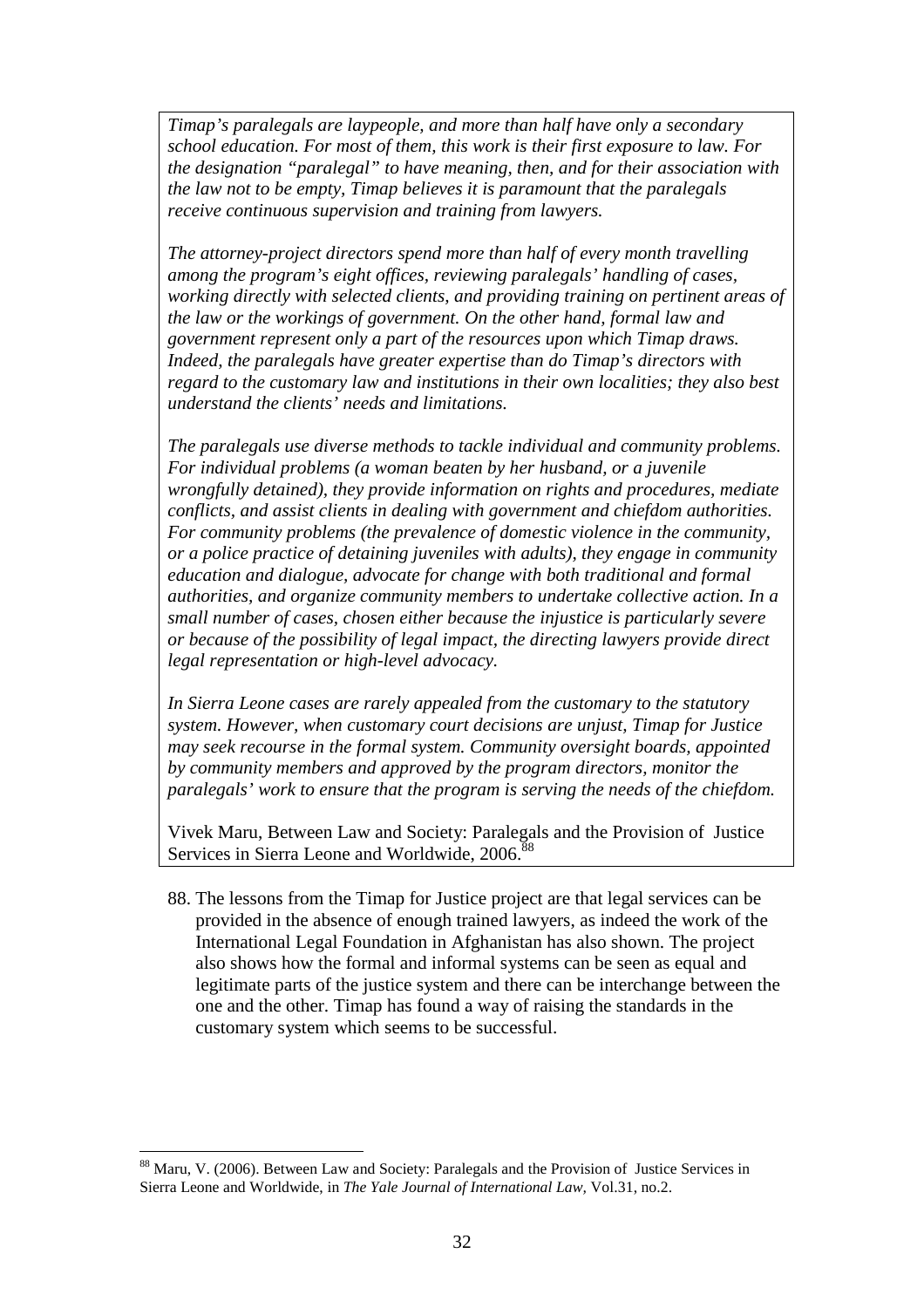*Timap's paralegals are laypeople, and more than half have only a secondary school education. For most of them, this work is their first exposure to law. For the designation "paralegal" to have meaning, then, and for their association with the law not to be empty, Timap believes it is paramount that the paralegals receive continuous supervision and training from lawyers.*

*The attorney-project directors spend more than half of every month travelling among the program's eight offices, reviewing paralegals' handling of cases, working directly with selected clients, and providing training on pertinent areas of the law or the workings of government. On the other hand, formal law and government represent only a part of the resources upon which Timap draws. Indeed, the paralegals have greater expertise than do Timap's directors with regard to the customary law and institutions in their own localities; they also best understand the clients' needs and limitations.*

*The paralegals use diverse methods to tackle individual and community problems. For individual problems (a woman beaten by her husband, or a juvenile wrongfully detained), they provide information on rights and procedures, mediate conflicts, and assist clients in dealing with government and chiefdom authorities. For community problems (the prevalence of domestic violence in the community, or a police practice of detaining juveniles with adults), they engage in community education and dialogue, advocate for change with both traditional and formal authorities, and organize community members to undertake collective action. In a small number of cases, chosen either because the injustice is particularly severe or because of the possibility of legal impact, the directing lawyers provide direct legal representation or high-level advocacy.*

*In Sierra Leone cases are rarely appealed from the customary to the statutory system. However, when customary court decisions are unjust, Timap for Justice may seek recourse in the formal system. Community oversight boards, appointed by community members and approved by the program directors, monitor the paralegals' work to ensure that the program is serving the needs of the chiefdom.*

Vivek Maru, Between Law and Society: Paralegals and the Provision of Justice Services in Sierra Leone and Worldwide, 2006.[88]

88. The lessons from the Timap for Justice project are that legal services can be provided in the absence of enough trained lawyers, as indeed the work of the International Legal Foundation in Afghanistan has also shown. The project also shows how the formal and informal systems can be seen as equal and legitimate parts of the justice system and there can be interchange between the one and the other. Timap has found a way of raising the standards in the customary system which seems to be successful.

[88] Maru, V. (2006). Between Law and Society: Paralegals and the Provision of Justice Services in Sierra Leone and Worldwide, in *The Yale Journal of International Law*, Vol.31, no.2.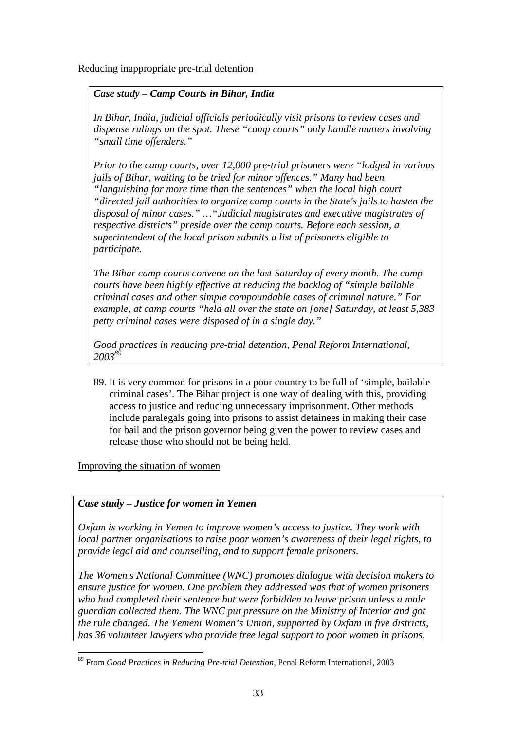Reducing inappropriate pre-trial detention

***Case study – Camp Courts in Bihar, India***

*In Bihar, India, judicial officials periodically visit prisons to review cases and dispense rulings on the spot. These "camp courts" only handle matters involving "small time offenders."*

*Prior to the camp courts, over 12,000 pre-trial prisoners were "lodged in various jails of Bihar, waiting to be tried for minor offences." Many had been "languishing for more time than the sentences" when the local high court "directed jail authorities to organize camp courts in the State's jails to hasten the disposal of minor cases." …"Judicial magistrates and executive magistrates of respective districts" preside over the camp courts. Before each session, a superintendent of the local prison submits a list of prisoners eligible to participate.*

*The Bihar camp courts convene on the last Saturday of every month. The camp courts have been highly effective at reducing the backlog of "simple bailable criminal cases and other simple compoundable cases of criminal nature." For example, at camp courts "held all over the state on [one] Saturday, at least 5,383 petty criminal cases were disposed of in a single day."*

*Good practices in reducing pre-trial detention, Penal Reform International, 2003*[89]

89. It is very common for prisons in a poor country to be full of 'simple, bailable criminal cases'. The Bihar project is one way of dealing with this, providing access to justice and reducing unnecessary imprisonment. Other methods include paralegals going into prisons to assist detainees in making their case for bail and the prison governor being given the power to review cases and release those who should not be being held.

Improving the situation of women

***Case study – Justice for women in Yemen***

*Oxfam is working in Yemen to improve women's access to justice. They work with local partner organisations to raise poor women's awareness of their legal rights, to provide legal aid and counselling, and to support female prisoners.*

*The Women's National Committee (WNC) promotes dialogue with decision makers to ensure justice for women. One problem they addressed was that of women prisoners who had completed their sentence but were forbidden to leave prison unless a male guardian collected them. The WNC put pressure on the Ministry of Interior and got the rule changed. The Yemeni Women's Union, supported by Oxfam in five districts, has 36 volunteer lawyers who provide free legal support to poor women in prisons,*

---

[89] From *Good Practices in Reducing Pre-trial Detention*, Penal Reform International, 2003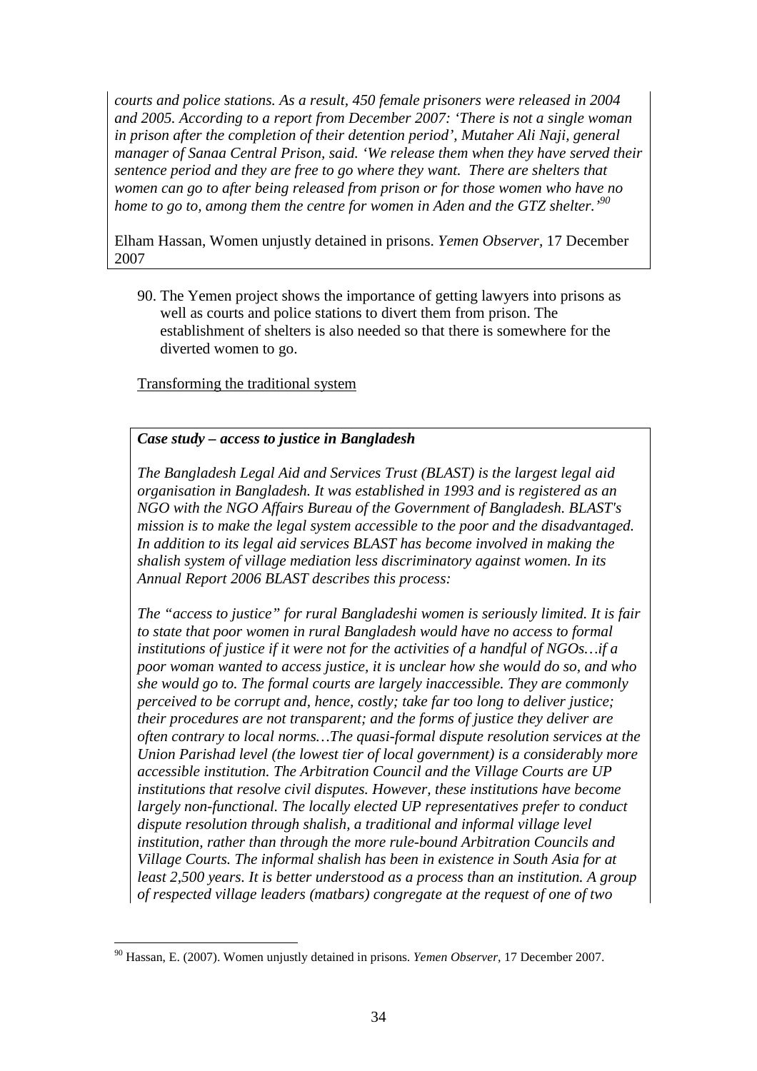*courts and police stations. As a result, 450 female prisoners were released in 2004 and 2005. According to a report from December 2007: 'There is not a single woman in prison after the completion of their detention period', Mutaher Ali Naji, general manager of Sanaa Central Prison, said. 'We release them when they have served their sentence period and they are free to go where they want. There are shelters that women can go to after being released from prison or for those women who have no home to go to, among them the centre for women in Aden and the GTZ shelter.'*[90]

Elham Hassan, Women unjustly detained in prisons. *Yemen Observer*, 17 December 2007

90. The Yemen project shows the importance of getting lawyers into prisons as well as courts and police stations to divert them from prison. The establishment of shelters is also needed so that there is somewhere for the diverted women to go.

Transforming the traditional system

***Case study – access to justice in Bangladesh***

*The Bangladesh Legal Aid and Services Trust (BLAST) is the largest legal aid organisation in Bangladesh. It was established in 1993 and is registered as an NGO with the NGO Affairs Bureau of the Government of Bangladesh. BLAST's mission is to make the legal system accessible to the poor and the disadvantaged. In addition to its legal aid services BLAST has become involved in making the shalish system of village mediation less discriminatory against women. In its Annual Report 2006 BLAST describes this process:*

*The "access to justice" for rural Bangladeshi women is seriously limited. It is fair to state that poor women in rural Bangladesh would have no access to formal institutions of justice if it were not for the activities of a handful of NGOs…if a poor woman wanted to access justice, it is unclear how she would do so, and who she would go to. The formal courts are largely inaccessible. They are commonly perceived to be corrupt and, hence, costly; take far too long to deliver justice; their procedures are not transparent; and the forms of justice they deliver are often contrary to local norms…The quasi-formal dispute resolution services at the Union Parishad level (the lowest tier of local government) is a considerably more accessible institution. The Arbitration Council and the Village Courts are UP institutions that resolve civil disputes. However, these institutions have become largely non-functional. The locally elected UP representatives prefer to conduct dispute resolution through shalish, a traditional and informal village level institution, rather than through the more rule-bound Arbitration Councils and Village Courts. The informal shalish has been in existence in South Asia for at least 2,500 years. It is better understood as a process than an institution. A group of respected village leaders (matbars) congregate at the request of one of two*

[90] Hassan, E. (2007). Women unjustly detained in prisons. *Yemen Observer*, 17 December 2007.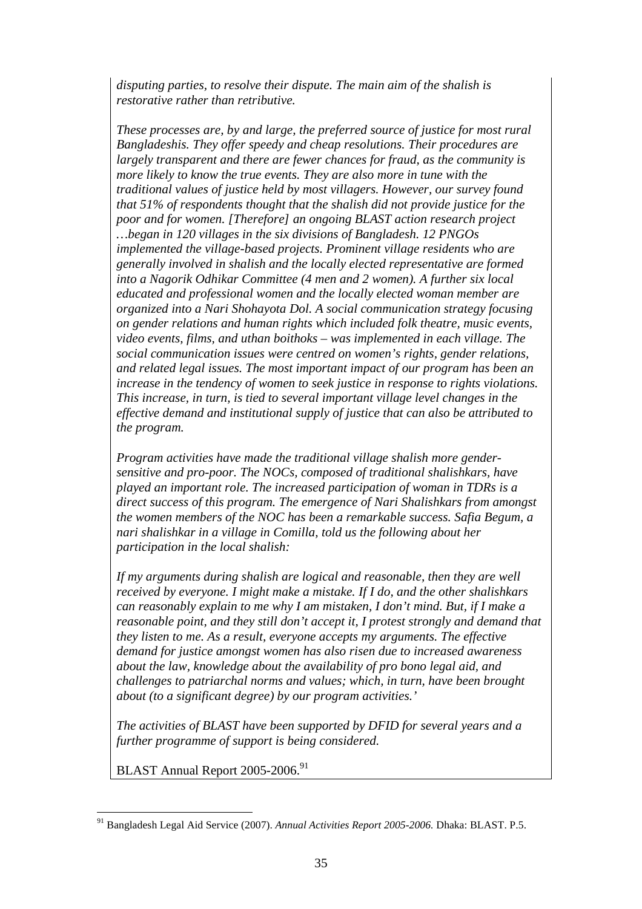*disputing parties, to resolve their dispute. The main aim of the shalish is restorative rather than retributive.*

*These processes are, by and large, the preferred source of justice for most rural Bangladeshis. They offer speedy and cheap resolutions. Their procedures are largely transparent and there are fewer chances for fraud, as the community is more likely to know the true events. They are also more in tune with the traditional values of justice held by most villagers. However, our survey found that 51% of respondents thought that the shalish did not provide justice for the poor and for women. [Therefore] an ongoing BLAST action research project …began in 120 villages in the six divisions of Bangladesh. 12 PNGOs implemented the village-based projects. Prominent village residents who are generally involved in shalish and the locally elected representative are formed into a Nagorik Odhikar Committee (4 men and 2 women). A further six local educated and professional women and the locally elected woman member are organized into a Nari Shohayota Dol. A social communication strategy focusing on gender relations and human rights which included folk theatre, music events, video events, films, and uthan boithoks – was implemented in each village. The social communication issues were centred on women's rights, gender relations, and related legal issues. The most important impact of our program has been an increase in the tendency of women to seek justice in response to rights violations. This increase, in turn, is tied to several important village level changes in the effective demand and institutional supply of justice that can also be attributed to the program.*

*Program activities have made the traditional village shalish more gender-sensitive and pro-poor. The NOCs, composed of traditional shalishkars, have played an important role. The increased participation of woman in TDRs is a direct success of this program. The emergence of Nari Shalishkars from amongst the women members of the NOC has been a remarkable success. Safia Begum, a nari shalishkar in a village in Comilla, told us the following about her participation in the local shalish:*

*If my arguments during shalish are logical and reasonable, then they are well received by everyone. I might make a mistake. If I do, and the other shalishkars can reasonably explain to me why I am mistaken, I don't mind. But, if I make a reasonable point, and they still don't accept it, I protest strongly and demand that they listen to me. As a result, everyone accepts my arguments. The effective demand for justice amongst women has also risen due to increased awareness about the law, knowledge about the availability of pro bono legal aid, and challenges to patriarchal norms and values; which, in turn, have been brought about (to a significant degree) by our program activities.'*

*The activities of BLAST have been supported by DFID for several years and a further programme of support is being considered.*

BLAST Annual Report 2005-2006.[91]

---

[91] Bangladesh Legal Aid Service (2007). *Annual Activities Report 2005-2006.* Dhaka: BLAST. P.5.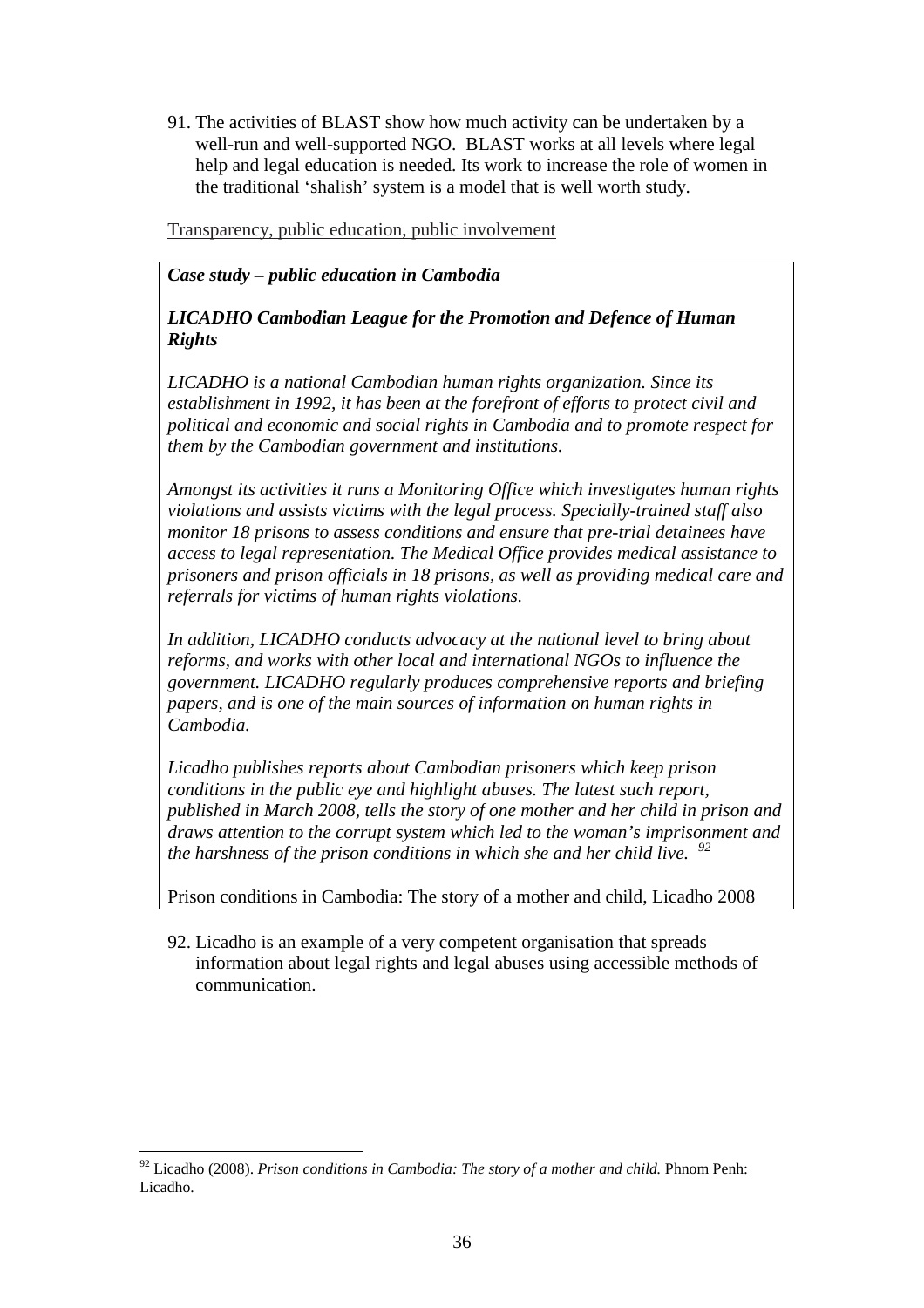91. The activities of BLAST show how much activity can be undertaken by a well-run and well-supported NGO. BLAST works at all levels where legal help and legal education is needed. Its work to increase the role of women in the traditional 'shalish' system is a model that is well worth study.

Transparency, public education, public involvement

> ***Case study – public education in Cambodia***
>
> ***LICADHO Cambodian League for the Promotion and Defence of Human Rights***
>
> *LICADHO is a national Cambodian human rights organization. Since its establishment in 1992, it has been at the forefront of efforts to protect civil and political and economic and social rights in Cambodia and to promote respect for them by the Cambodian government and institutions.*
>
> *Amongst its activities it runs a Monitoring Office which investigates human rights violations and assists victims with the legal process. Specially-trained staff also monitor 18 prisons to assess conditions and ensure that pre-trial detainees have access to legal representation. The Medical Office provides medical assistance to prisoners and prison officials in 18 prisons, as well as providing medical care and referrals for victims of human rights violations.*
>
> *In addition, LICADHO conducts advocacy at the national level to bring about reforms, and works with other local and international NGOs to influence the government. LICADHO regularly produces comprehensive reports and briefing papers, and is one of the main sources of information on human rights in Cambodia.*
>
> *Licadho publishes reports about Cambodian prisoners which keep prison conditions in the public eye and highlight abuses. The latest such report, published in March 2008, tells the story of one mother and her child in prison and draws attention to the corrupt system which led to the woman's imprisonment and the harshness of the prison conditions in which she and her child live.* [92]
>
> Prison conditions in Cambodia: The story of a mother and child, Licadho 2008

92. Licadho is an example of a very competent organisation that spreads information about legal rights and legal abuses using accessible methods of communication.

[92] Licadho (2008). *Prison conditions in Cambodia: The story of a mother and child.* Phnom Penh: Licadho.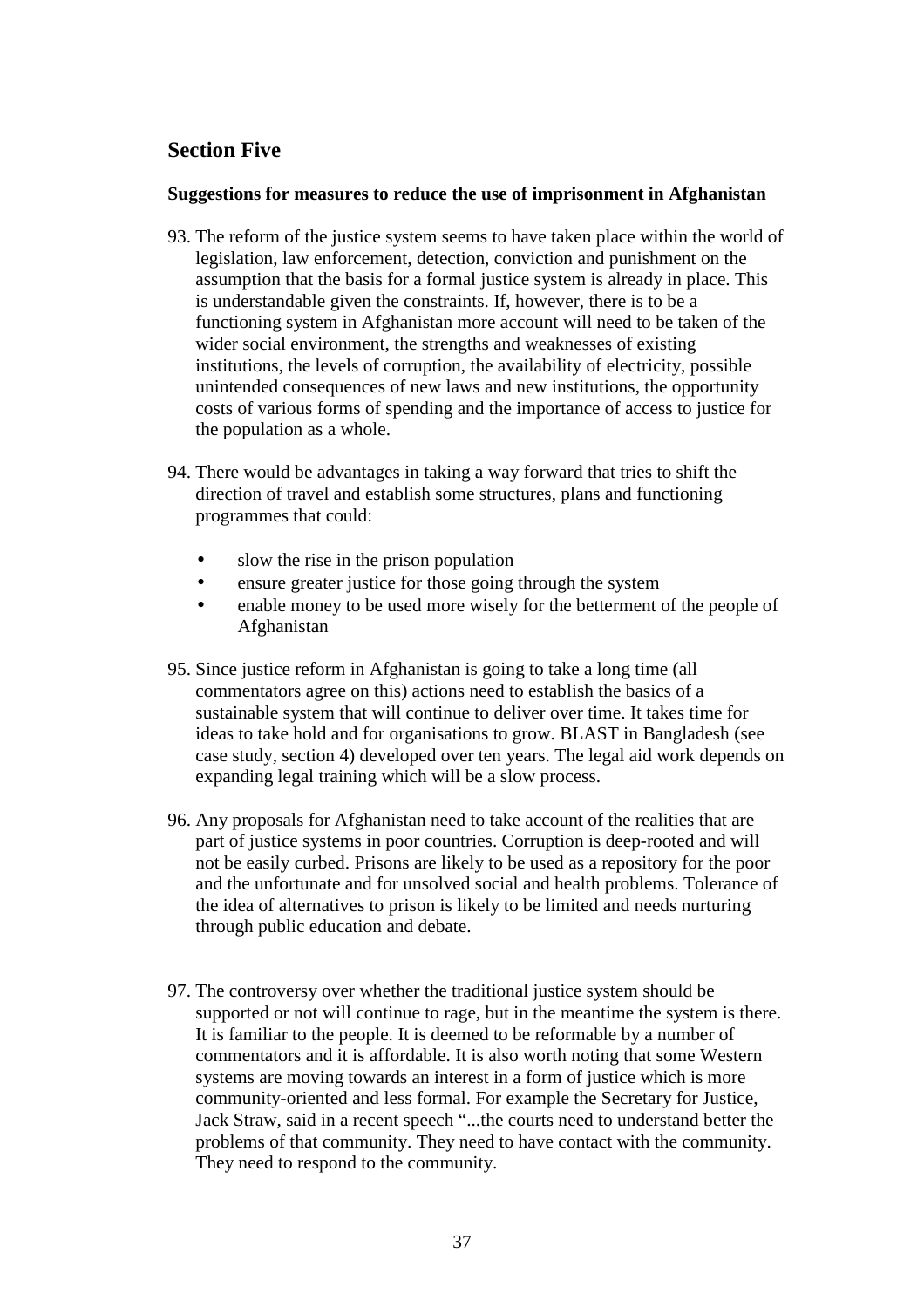## Section Five

**Suggestions for measures to reduce the use of imprisonment in Afghanistan**

93. The reform of the justice system seems to have taken place within the world of legislation, law enforcement, detection, conviction and punishment on the assumption that the basis for a formal justice system is already in place. This is understandable given the constraints. If, however, there is to be a functioning system in Afghanistan more account will need to be taken of the wider social environment, the strengths and weaknesses of existing institutions, the levels of corruption, the availability of electricity, possible unintended consequences of new laws and new institutions, the opportunity costs of various forms of spending and the importance of access to justice for the population as a whole.

94. There would be advantages in taking a way forward that tries to shift the direction of travel and establish some structures, plans and functioning programmes that could:

   - slow the rise in the prison population
   - ensure greater justice for those going through the system
   - enable money to be used more wisely for the betterment of the people of Afghanistan

95. Since justice reform in Afghanistan is going to take a long time (all commentators agree on this) actions need to establish the basics of a sustainable system that will continue to deliver over time. It takes time for ideas to take hold and for organisations to grow. BLAST in Bangladesh (see case study, section 4) developed over ten years. The legal aid work depends on expanding legal training which will be a slow process.

96. Any proposals for Afghanistan need to take account of the realities that are part of justice systems in poor countries. Corruption is deep-rooted and will not be easily curbed. Prisons are likely to be used as a repository for the poor and the unfortunate and for unsolved social and health problems. Tolerance of the idea of alternatives to prison is likely to be limited and needs nurturing through public education and debate.

97. The controversy over whether the traditional justice system should be supported or not will continue to rage, but in the meantime the system is there. It is familiar to the people. It is deemed to be reformable by a number of commentators and it is affordable. It is also worth noting that some Western systems are moving towards an interest in a form of justice which is more community-oriented and less formal. For example the Secretary for Justice, Jack Straw, said in a recent speech "...the courts need to understand better the problems of that community. They need to have contact with the community. They need to respond to the community.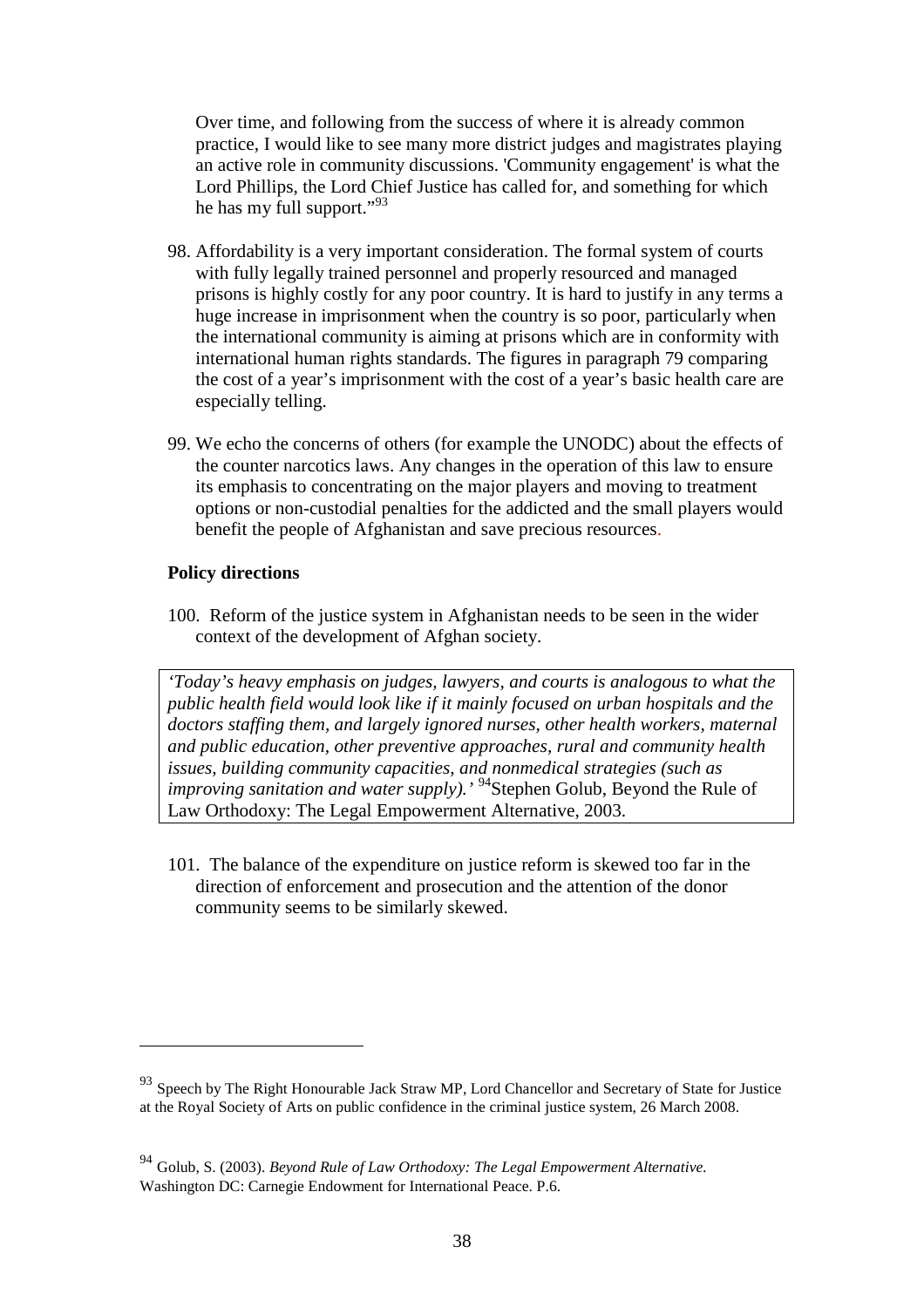Over time, and following from the success of where it is already common practice, I would like to see many more district judges and magistrates playing an active role in community discussions. 'Community engagement' is what the Lord Phillips, the Lord Chief Justice has called for, and something for which he has my full support."[93]

98. Affordability is a very important consideration. The formal system of courts with fully legally trained personnel and properly resourced and managed prisons is highly costly for any poor country. It is hard to justify in any terms a huge increase in imprisonment when the country is so poor, particularly when the international community is aiming at prisons which are in conformity with international human rights standards. The figures in paragraph 79 comparing the cost of a year's imprisonment with the cost of a year's basic health care are especially telling.

99. We echo the concerns of others (for example the UNODC) about the effects of the counter narcotics laws. Any changes in the operation of this law to ensure its emphasis to concentrating on the major players and moving to treatment options or non-custodial penalties for the addicted and the small players would benefit the people of Afghanistan and save precious resources.

**Policy directions**

100. Reform of the justice system in Afghanistan needs to be seen in the wider context of the development of Afghan society.

> *'Today's heavy emphasis on judges, lawyers, and courts is analogous to what the public health field would look like if it mainly focused on urban hospitals and the doctors staffing them, and largely ignored nurses, other health workers, maternal and public education, other preventive approaches, rural and community health issues, building community capacities, and nonmedical strategies (such as improving sanitation and water supply).'* [94]Stephen Golub, Beyond the Rule of Law Orthodoxy: The Legal Empowerment Alternative, 2003.

101. The balance of the expenditure on justice reform is skewed too far in the direction of enforcement and prosecution and the attention of the donor community seems to be similarly skewed.

---

[93] Speech by The Right Honourable Jack Straw MP, Lord Chancellor and Secretary of State for Justice at the Royal Society of Arts on public confidence in the criminal justice system, 26 March 2008.

[94] Golub, S. (2003). *Beyond Rule of Law Orthodoxy: The Legal Empowerment Alternative.* Washington DC: Carnegie Endowment for International Peace. P.6.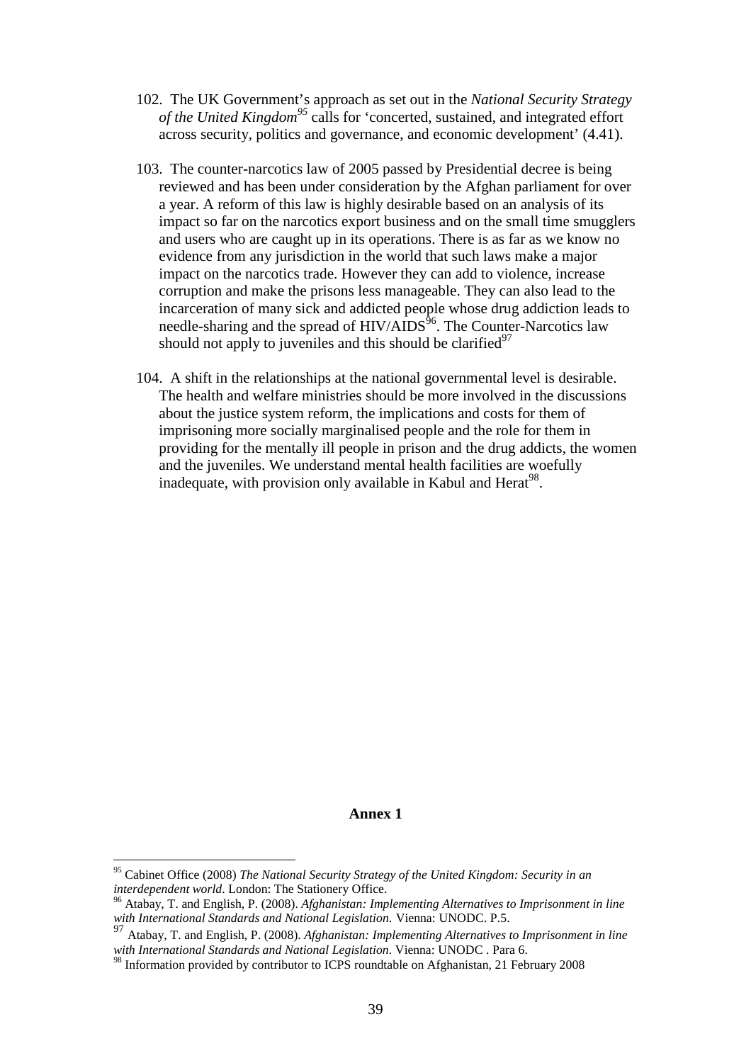102. The UK Government's approach as set out in the *National Security Strategy of the United Kingdom*[95] calls for 'concerted, sustained, and integrated effort across security, politics and governance, and economic development' (4.41).

103. The counter-narcotics law of 2005 passed by Presidential decree is being reviewed and has been under consideration by the Afghan parliament for over a year. A reform of this law is highly desirable based on an analysis of its impact so far on the narcotics export business and on the small time smugglers and users who are caught up in its operations. There is as far as we know no evidence from any jurisdiction in the world that such laws make a major impact on the narcotics trade. However they can add to violence, increase corruption and make the prisons less manageable. They can also lead to the incarceration of many sick and addicted people whose drug addiction leads to needle-sharing and the spread of HIV/AIDS[96]. The Counter-Narcotics law should not apply to juveniles and this should be clarified[97]

104. A shift in the relationships at the national governmental level is desirable. The health and welfare ministries should be more involved in the discussions about the justice system reform, the implications and costs for them of imprisoning more socially marginalised people and the role for them in providing for the mentally ill people in prison and the drug addicts, the women and the juveniles. We understand mental health facilities are woefully inadequate, with provision only available in Kabul and Herat[98].

**Annex 1**

---

[95] Cabinet Office (2008) *The National Security Strategy of the United Kingdom: Security in an interdependent world*. London: The Stationery Office.

[96] Atabay, T. and English, P. (2008). *Afghanistan: Implementing Alternatives to Imprisonment in line with International Standards and National Legislation.* Vienna: UNODC. P.5.

[97] Atabay, T. and English, P. (2008). *Afghanistan: Implementing Alternatives to Imprisonment in line with International Standards and National Legislation*. Vienna: UNODC . Para 6.

[98] Information provided by contributor to ICPS roundtable on Afghanistan, 21 February 2008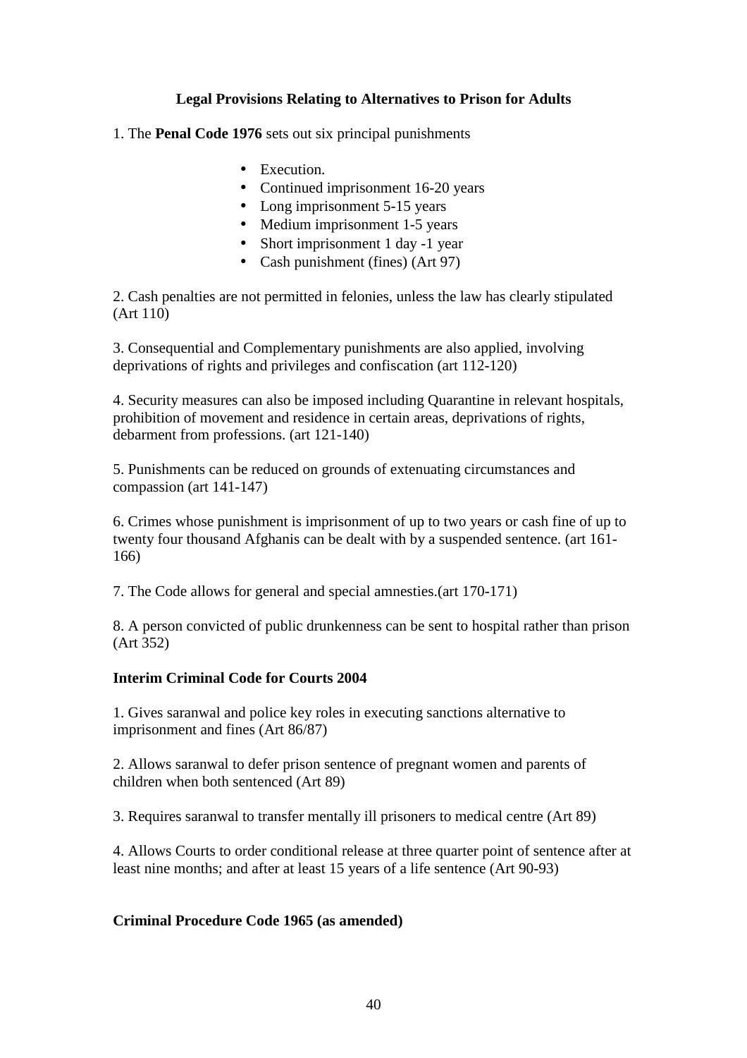## Legal Provisions Relating to Alternatives to Prison for Adults

1. The **Penal Code 1976** sets out six principal punishments

- Execution.
- Continued imprisonment 16-20 years
- Long imprisonment 5-15 years
- Medium imprisonment 1-5 years
- Short imprisonment 1 day -1 year
- Cash punishment (fines) (Art 97)

2. Cash penalties are not permitted in felonies, unless the law has clearly stipulated (Art 110)

3. Consequential and Complementary punishments are also applied, involving deprivations of rights and privileges and confiscation (art 112-120)

4. Security measures can also be imposed including Quarantine in relevant hospitals, prohibition of movement and residence in certain areas, deprivations of rights, debarment from professions. (art 121-140)

5. Punishments can be reduced on grounds of extenuating circumstances and compassion (art 141-147)

6. Crimes whose punishment is imprisonment of up to two years or cash fine of up to twenty four thousand Afghanis can be dealt with by a suspended sentence. (art 161-166)

7. The Code allows for general and special amnesties.(art 170-171)

8. A person convicted of public drunkenness can be sent to hospital rather than prison (Art 352)

### Interim Criminal Code for Courts 2004

1. Gives saranwal and police key roles in executing sanctions alternative to imprisonment and fines (Art 86/87)

2. Allows saranwal to defer prison sentence of pregnant women and parents of children when both sentenced (Art 89)

3. Requires saranwal to transfer mentally ill prisoners to medical centre (Art 89)

4. Allows Courts to order conditional release at three quarter point of sentence after at least nine months; and after at least 15 years of a life sentence (Art 90-93)

### Criminal Procedure Code 1965 (as amended)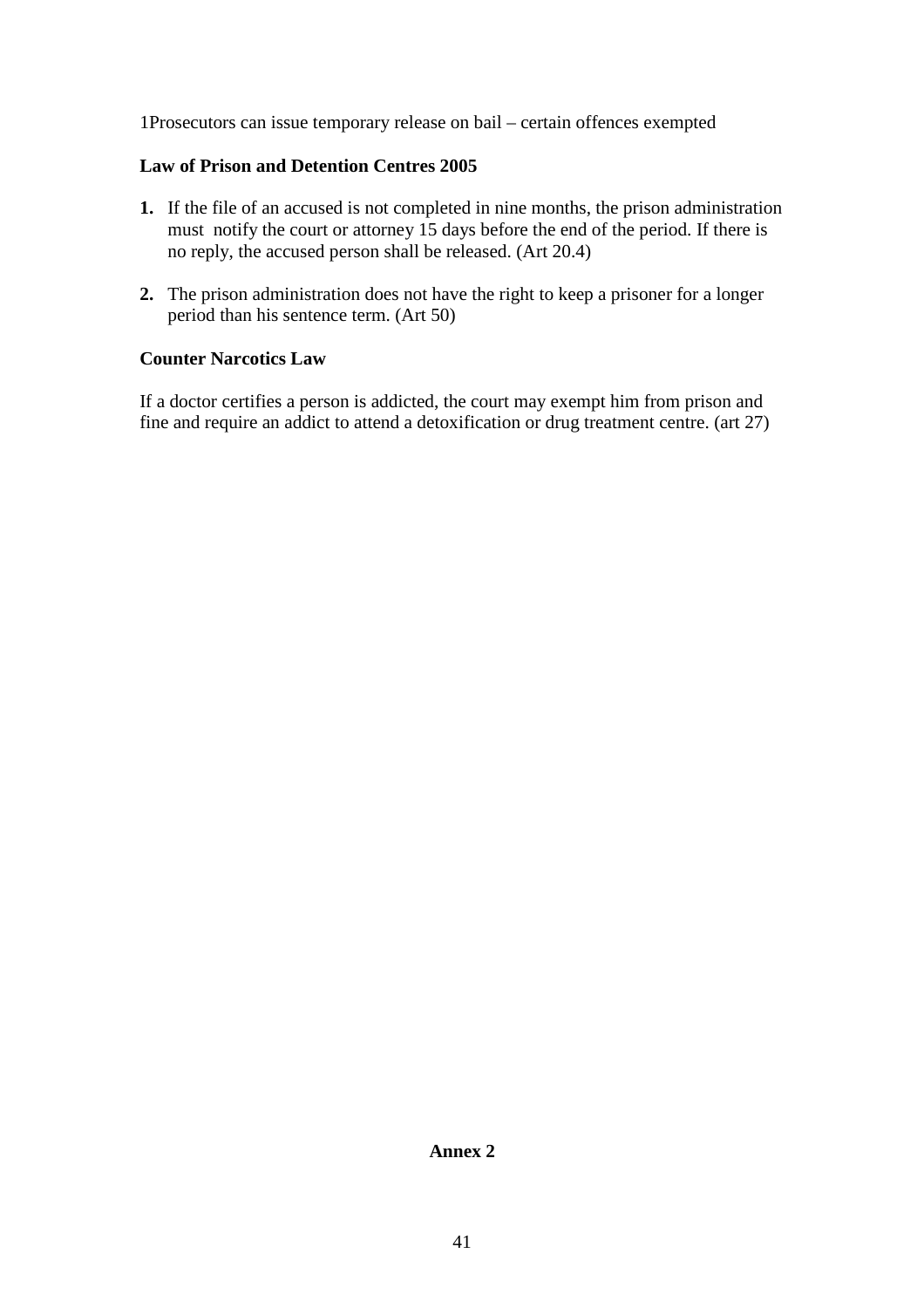1Prosecutors can issue temporary release on bail – certain offences exempted

**Law of Prison and Detention Centres 2005**

1. If the file of an accused is not completed in nine months, the prison administration must notify the court or attorney 15 days before the end of the period. If there is no reply, the accused person shall be released. (Art 20.4)

2. The prison administration does not have the right to keep a prisoner for a longer period than his sentence term. (Art 50)

**Counter Narcotics Law**

If a doctor certifies a person is addicted, the court may exempt him from prison and fine and require an addict to attend a detoxification or drug treatment centre. (art 27)

**Annex 2**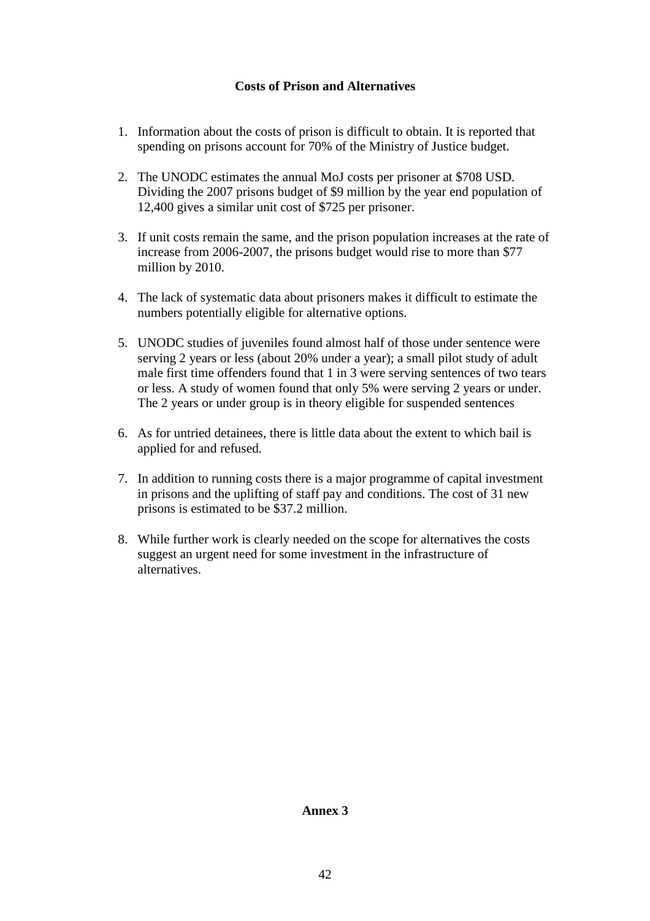**Costs of Prison and Alternatives**

1. Information about the costs of prison is difficult to obtain. It is reported that spending on prisons account for 70% of the Ministry of Justice budget.

2. The UNODC estimates the annual MoJ costs per prisoner at $708 USD. Dividing the 2007 prisons budget of $9 million by the year end population of 12,400 gives a similar unit cost of $725 per prisoner.

3. If unit costs remain the same, and the prison population increases at the rate of increase from 2006-2007, the prisons budget would rise to more than $77 million by 2010.

4. The lack of systematic data about prisoners makes it difficult to estimate the numbers potentially eligible for alternative options.

5. UNODC studies of juveniles found almost half of those under sentence were serving 2 years or less (about 20% under a year); a small pilot study of adult male first time offenders found that 1 in 3 were serving sentences of two tears or less. A study of women found that only 5% were serving 2 years or under. The 2 years or under group is in theory eligible for suspended sentences

6. As for untried detainees, there is little data about the extent to which bail is applied for and refused.

7. In addition to running costs there is a major programme of capital investment in prisons and the uplifting of staff pay and conditions. The cost of 31 new prisons is estimated to be $37.2 million.

8. While further work is clearly needed on the scope for alternatives the costs suggest an urgent need for some investment in the infrastructure of alternatives.

**Annex 3**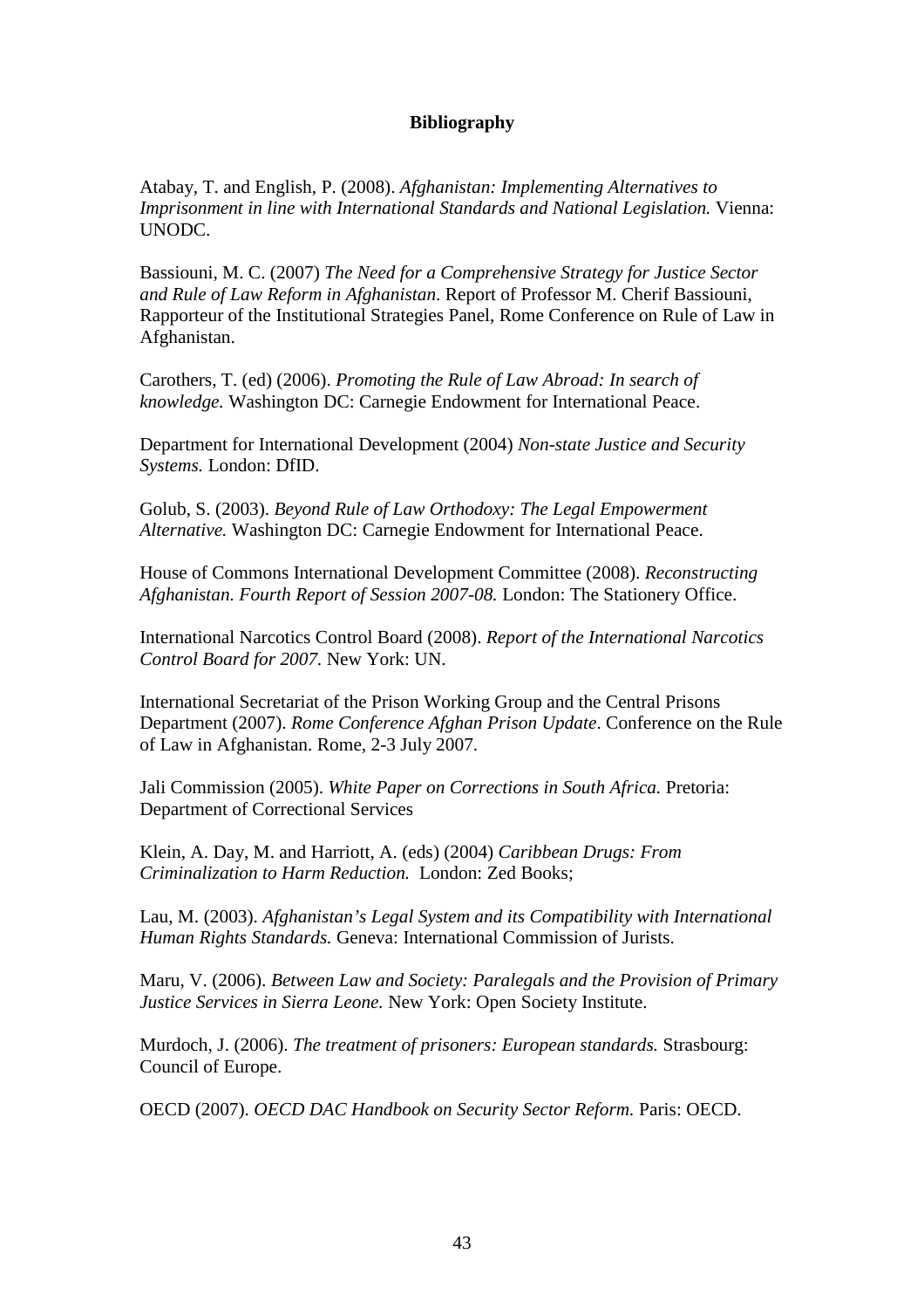**Bibliography**

Atabay, T. and English, P. (2008). *Afghanistan: Implementing Alternatives to Imprisonment in line with International Standards and National Legislation.* Vienna: UNODC.

Bassiouni, M. C. (2007) *The Need for a Comprehensive Strategy for Justice Sector and Rule of Law Reform in Afghanistan*. Report of Professor M. Cherif Bassiouni, Rapporteur of the Institutional Strategies Panel, Rome Conference on Rule of Law in Afghanistan.

Carothers, T. (ed) (2006). *Promoting the Rule of Law Abroad: In search of knowledge.* Washington DC: Carnegie Endowment for International Peace.

Department for International Development (2004) *Non-state Justice and Security Systems.* London: DfID.

Golub, S. (2003). *Beyond Rule of Law Orthodoxy: The Legal Empowerment Alternative.* Washington DC: Carnegie Endowment for International Peace.

House of Commons International Development Committee (2008). *Reconstructing Afghanistan. Fourth Report of Session 2007-08.* London: The Stationery Office.

International Narcotics Control Board (2008). *Report of the International Narcotics Control Board for 2007.* New York: UN.

International Secretariat of the Prison Working Group and the Central Prisons Department (2007). *Rome Conference Afghan Prison Update*. Conference on the Rule of Law in Afghanistan. Rome, 2-3 July 2007.

Jali Commission (2005). *White Paper on Corrections in South Africa.* Pretoria: Department of Correctional Services

Klein, A. Day, M. and Harriott, A. (eds) (2004) *Caribbean Drugs: From Criminalization to Harm Reduction.* London: Zed Books;

Lau, M. (2003). *Afghanistan's Legal System and its Compatibility with International Human Rights Standards.* Geneva: International Commission of Jurists.

Maru, V. (2006). *Between Law and Society: Paralegals and the Provision of Primary Justice Services in Sierra Leone.* New York: Open Society Institute.

Murdoch, J. (2006). *The treatment of prisoners: European standards.* Strasbourg: Council of Europe.

OECD (2007). *OECD DAC Handbook on Security Sector Reform.* Paris: OECD.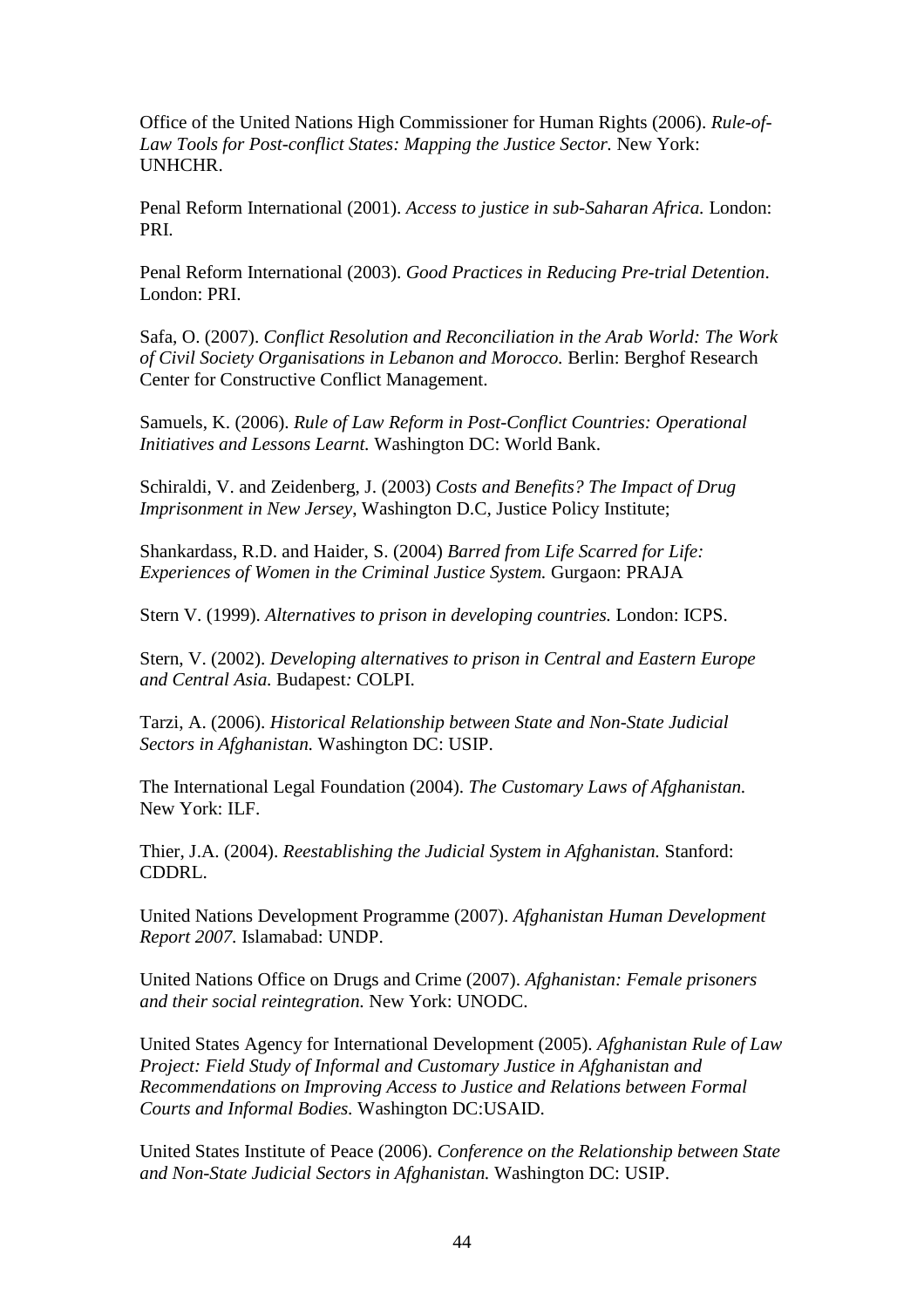Office of the United Nations High Commissioner for Human Rights (2006). *Rule-of-Law Tools for Post-conflict States: Mapping the Justice Sector.* New York: UNHCHR.

Penal Reform International (2001). *Access to justice in sub-Saharan Africa.* London: PRI.

Penal Reform International (2003). *Good Practices in Reducing Pre-trial Detention*. London: PRI.

Safa, O. (2007). *Conflict Resolution and Reconciliation in the Arab World: The Work of Civil Society Organisations in Lebanon and Morocco.* Berlin: Berghof Research Center for Constructive Conflict Management.

Samuels, K. (2006). *Rule of Law Reform in Post-Conflict Countries: Operational Initiatives and Lessons Learnt.* Washington DC: World Bank.

Schiraldi, V. and Zeidenberg, J. (2003) *Costs and Benefits? The Impact of Drug Imprisonment in New Jersey*, Washington D.C, Justice Policy Institute;

Shankardass, R.D. and Haider, S. (2004) *Barred from Life Scarred for Life: Experiences of Women in the Criminal Justice System.* Gurgaon: PRAJA

Stern V. (1999). *Alternatives to prison in developing countries.* London: ICPS.

Stern, V. (2002). *Developing alternatives to prison in Central and Eastern Europe and Central Asia.* Budapest*:* COLPI.

Tarzi, A. (2006). *Historical Relationship between State and Non-State Judicial Sectors in Afghanistan.* Washington DC: USIP.

The International Legal Foundation (2004). *The Customary Laws of Afghanistan.* New York: ILF.

Thier, J.A. (2004). *Reestablishing the Judicial System in Afghanistan.* Stanford: CDDRL.

United Nations Development Programme (2007). *Afghanistan Human Development Report 2007.* Islamabad: UNDP.

United Nations Office on Drugs and Crime (2007). *Afghanistan: Female prisoners and their social reintegration.* New York: UNODC.

United States Agency for International Development (2005). *Afghanistan Rule of Law Project: Field Study of Informal and Customary Justice in Afghanistan and Recommendations on Improving Access to Justice and Relations between Formal Courts and Informal Bodies.* Washington DC:USAID.

United States Institute of Peace (2006). *Conference on the Relationship between State and Non-State Judicial Sectors in Afghanistan.* Washington DC: USIP.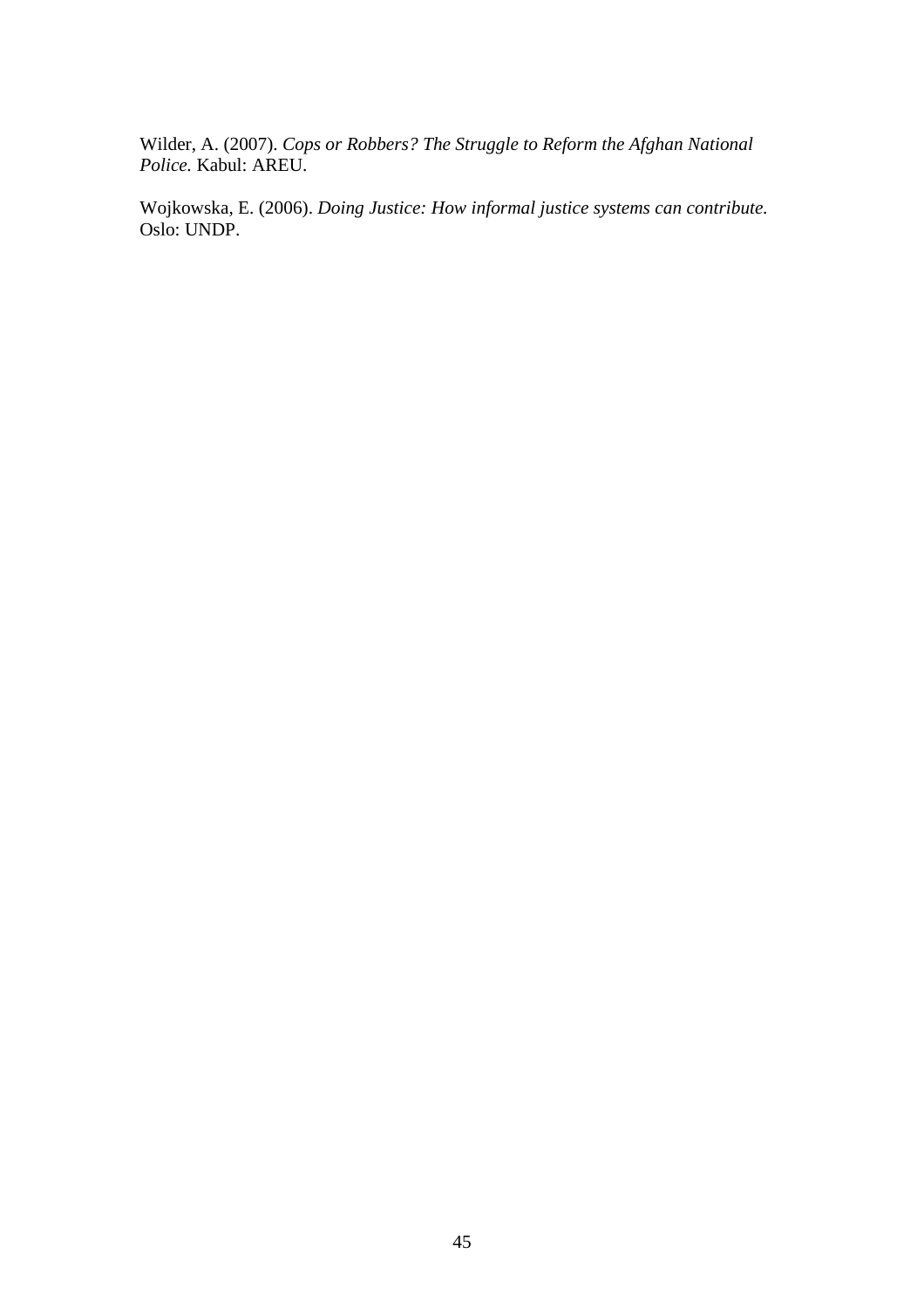Wilder, A. (2007). *Cops or Robbers? The Struggle to Reform the Afghan National Police.* Kabul: AREU.

Wojkowska, E. (2006). *Doing Justice: How informal justice systems can contribute.* Oslo: UNDP.